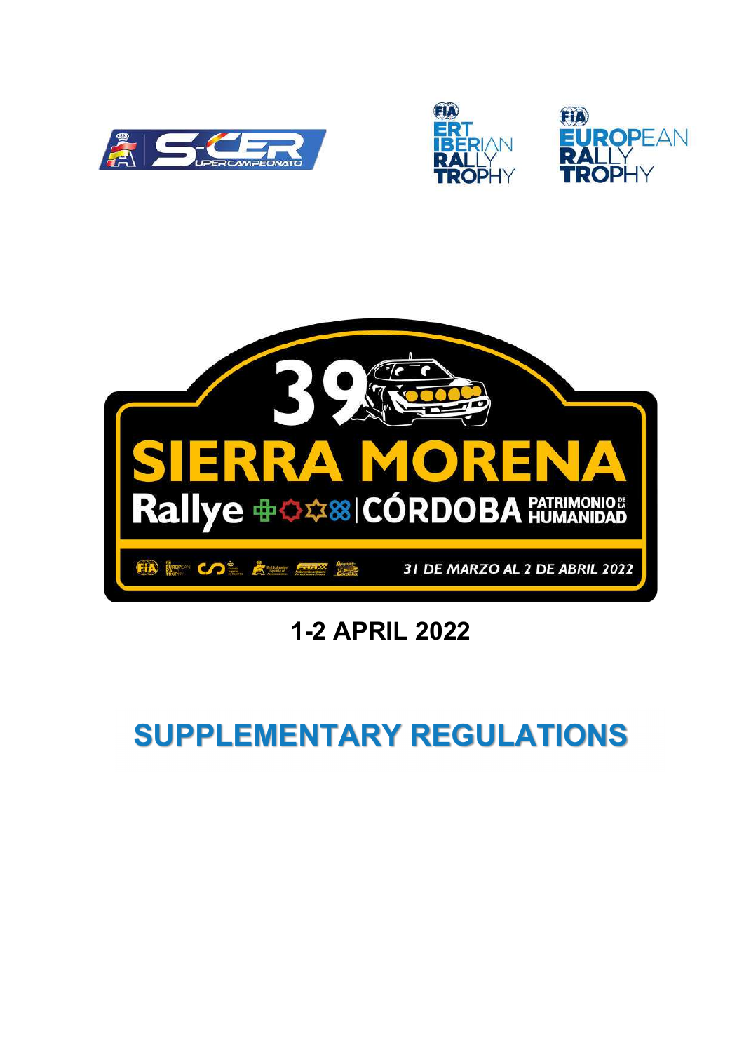# 1-2 APRIL 2022

# SUPPLEMENTARY REGULATIONS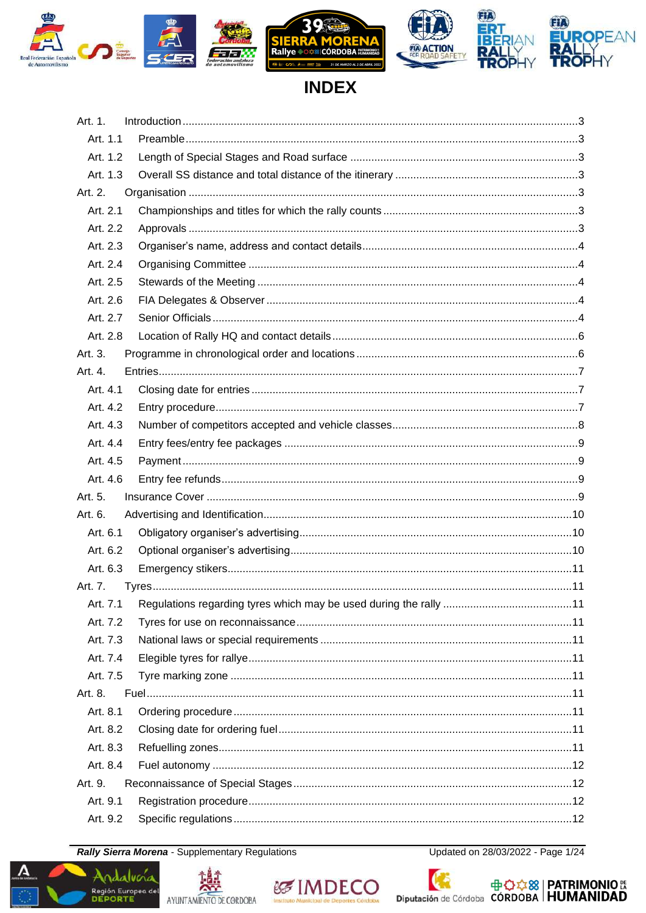# INDEX

| | | |
|---|---|---|
| Art. 1. | Introduction | 3 |
| Art. 1.1 | Preamble | 3 |
| Art. 1.2 | Length of Special Stages and Road surface | 3 |
| Art. 1.3 | Overall SS distance and total distance of the itinerary | 3 |
| Art. 2. | Organisation | 3 |
| Art. 2.1 | Championships and titles for which the rally counts | 3 |
| Art. 2.2 | Approvals | 3 |
| Art. 2.3 | Organiser's name, address and contact details | 4 |
| Art. 2.4 | Organising Committee | 4 |
| Art. 2.5 | Stewards of the Meeting | 4 |
| Art. 2.6 | FIA Delegates & Observer | 4 |
| Art. 2.7 | Senior Officials | 4 |
| Art. 2.8 | Location of Rally HQ and contact details | 6 |
| Art. 3. | Programme in chronological order and locations | 6 |
| Art. 4. | Entries | 7 |
| Art. 4.1 | Closing date for entries | 7 |
| Art. 4.2 | Entry procedure | 7 |
| Art. 4.3 | Number of competitors accepted and vehicle classes | 8 |
| Art. 4.4 | Entry fees/entry fee packages | 9 |
| Art. 4.5 | Payment | 9 |
| Art. 4.6 | Entry fee refunds | 9 |
| Art. 5. | Insurance Cover | 9 |
| Art. 6. | Advertising and Identification | 10 |
| Art. 6.1 | Obligatory organiser's advertising | 10 |
| Art. 6.2 | Optional organiser's advertising | 10 |
| Art. 6.3 | Emergency stikers | 11 |
| Art. 7. | Tyres | 11 |
| Art. 7.1 | Regulations regarding tyres which may be used during the rally | 11 |
| Art. 7.2 | Tyres for use on reconnaissance | 11 |
| Art. 7.3 | National laws or special requirements | 11 |
| Art. 7.4 | Elegible tyres for rallye | 11 |
| Art. 7.5 | Tyre marking zone | 11 |
| Art. 8. | Fuel | 11 |
| Art. 8.1 | Ordering procedure | 11 |
| Art. 8.2 | Closing date for ordering fuel | 11 |
| Art. 8.3 | Refuelling zones | 11 |
| Art. 8.4 | Fuel autonomy | 12 |
| Art. 9. | Reconnaissance of Special Stages | 12 |
| Art. 9.1 | Registration procedure | 12 |
| Art. 9.2 | Specific regulations | 12 |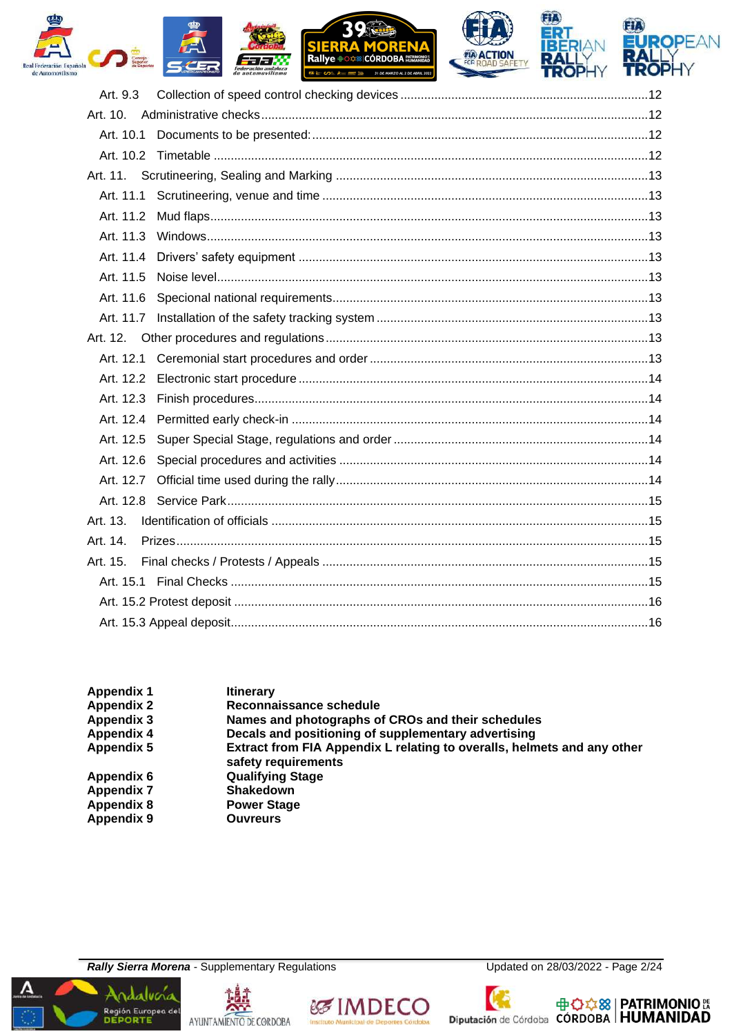Art. 9.3 Collection of speed control checking devices ........................................................................12
Art. 10. Administrative checks ................................................................................................12
Art. 10.1 Documents to be presented: ..................................................................................12
Art. 10.2 Timetable ..............................................................................................................12
Art. 11. Scrutineering, Sealing and Marking ...........................................................................13
Art. 11.1 Scrutineering, venue and time ...............................................................................13
Art. 11.2 Mud flaps ...............................................................................................................13
Art. 11.3 Windows ................................................................................................................13
Art. 11.4 Drivers' safety equipment ......................................................................................13
Art. 11.5 Noise level .............................................................................................................13
Art. 11.6 Specional national requirements ...........................................................................13
Art. 11.7 Installation of the safety tracking system ...............................................................13
Art. 12. Other procedures and regulations ..............................................................................13
Art. 12.1 Ceremonial start procedures and order .................................................................13
Art. 12.2 Electronic start procedure ......................................................................................14
Art. 12.3 Finish procedures ..................................................................................................14
Art. 12.4 Permitted early check-in ........................................................................................14
Art. 12.5 Super Special Stage, regulations and order ..........................................................14
Art. 12.6 Special procedures and activities ..........................................................................14
Art. 12.7 Official time used during the rally ...........................................................................14
Art. 12.8 Service Park ..........................................................................................................15
Art. 13. Identification of officials .............................................................................................15
Art. 14. Prizes .........................................................................................................................15
Art. 15. Final checks / Protests / Appeals ...............................................................................15
Art. 15.1 Final Checks .........................................................................................................15
Art. 15.2 Protest deposit ........................................................................................................16
Art. 15.3 Appeal deposit .........................................................................................................16

| | |
|---|---|
| **Appendix 1** | **Itinerary** |
| **Appendix 2** | **Reconnaissance schedule** |
| **Appendix 3** | **Names and photographs of CROs and their schedules** |
| **Appendix 4** | **Decals and positioning of supplementary advertising** |
| **Appendix 5** | **Extract from FIA Appendix L relating to overalls, helmets and any other safety requirements** |
| **Appendix 6** | **Qualifying Stage** |
| **Appendix 7** | **Shakedown** |
| **Appendix 8** | **Power Stage** |
| **Appendix 9** | **Ouvreurs** |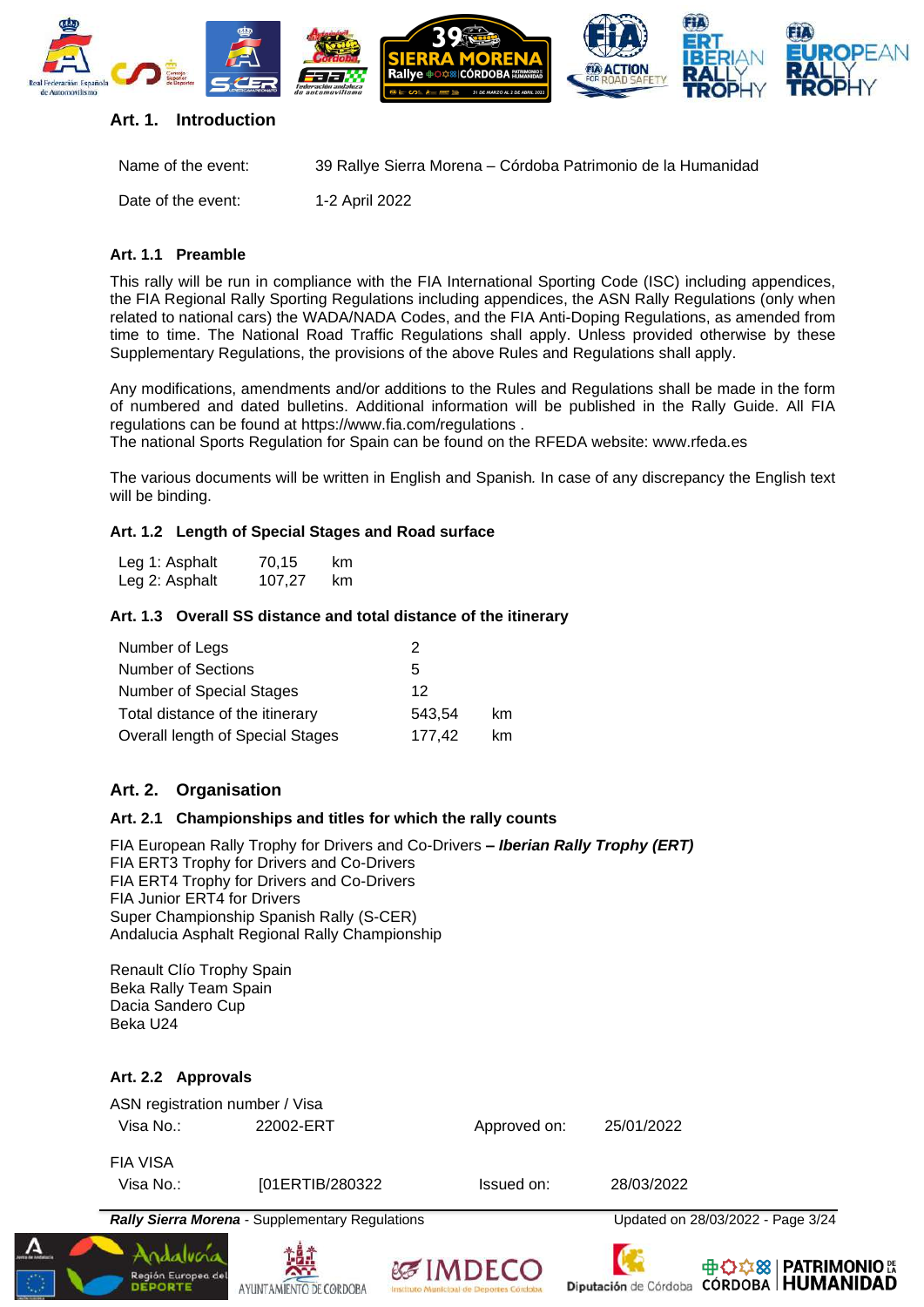## Art. 1. Introduction

| | |
|---|---|
| Name of the event: | 39 Rallye Sierra Morena – Córdoba Patrimonio de la Humanidad |
| Date of the event: | 1-2 April 2022 |

### Art. 1.1 Preamble

This rally will be run in compliance with the FIA International Sporting Code (ISC) including appendices, the FIA Regional Rally Sporting Regulations including appendices, the ASN Rally Regulations (only when related to national cars) the WADA/NADA Codes, and the FIA Anti-Doping Regulations, as amended from time to time. The National Road Traffic Regulations shall apply. Unless provided otherwise by these Supplementary Regulations, the provisions of the above Rules and Regulations shall apply.

Any modifications, amendments and/or additions to the Rules and Regulations shall be made in the form of numbered and dated bulletins. Additional information will be published in the Rally Guide. All FIA regulations can be found at https://www.fia.com/regulations .
The national Sports Regulation for Spain can be found on the RFEDA website: www.rfeda.es

The various documents will be written in English and Spanish. In case of any discrepancy the English text will be binding.

### Art. 1.2 Length of Special Stages and Road surface

| | | |
|---|---|---|
| Leg 1: Asphalt | 70,15 | km |
| Leg 2: Asphalt | 107,27 | km |

### Art. 1.3 Overall SS distance and total distance of the itinerary

| | | |
|---|---|---|
| Number of Legs | 2 | |
| Number of Sections | 5 | |
| Number of Special Stages | 12 | |
| Total distance of the itinerary | 543,54 | km |
| Overall length of Special Stages | 177,42 | km |

## Art. 2. Organisation

### Art. 2.1 Championships and titles for which the rally counts

FIA European Rally Trophy for Drivers and Co-Drivers ***– Iberian Rally Trophy (ERT)***
FIA ERT3 Trophy for Drivers and Co-Drivers
FIA ERT4 Trophy for Drivers and Co-Drivers
FIA Junior ERT4 for Drivers
Super Championship Spanish Rally (S-CER)
Andalucia Asphalt Regional Rally Championship

Renault Clío Trophy Spain
Beka Rally Team Spain
Dacia Sandero Cup
Beka U24

### Art. 2.2 Approvals

ASN registration number / Visa

| | | | |
|---|---|---|---|
| Visa No.: | 22002-ERT | Approved on: | 25/01/2022 |

FIA VISA

| | | | |
|---|---|---|---|
| Visa No.: | [01ERTIB/280322 | Issued on: | 28/03/2022 |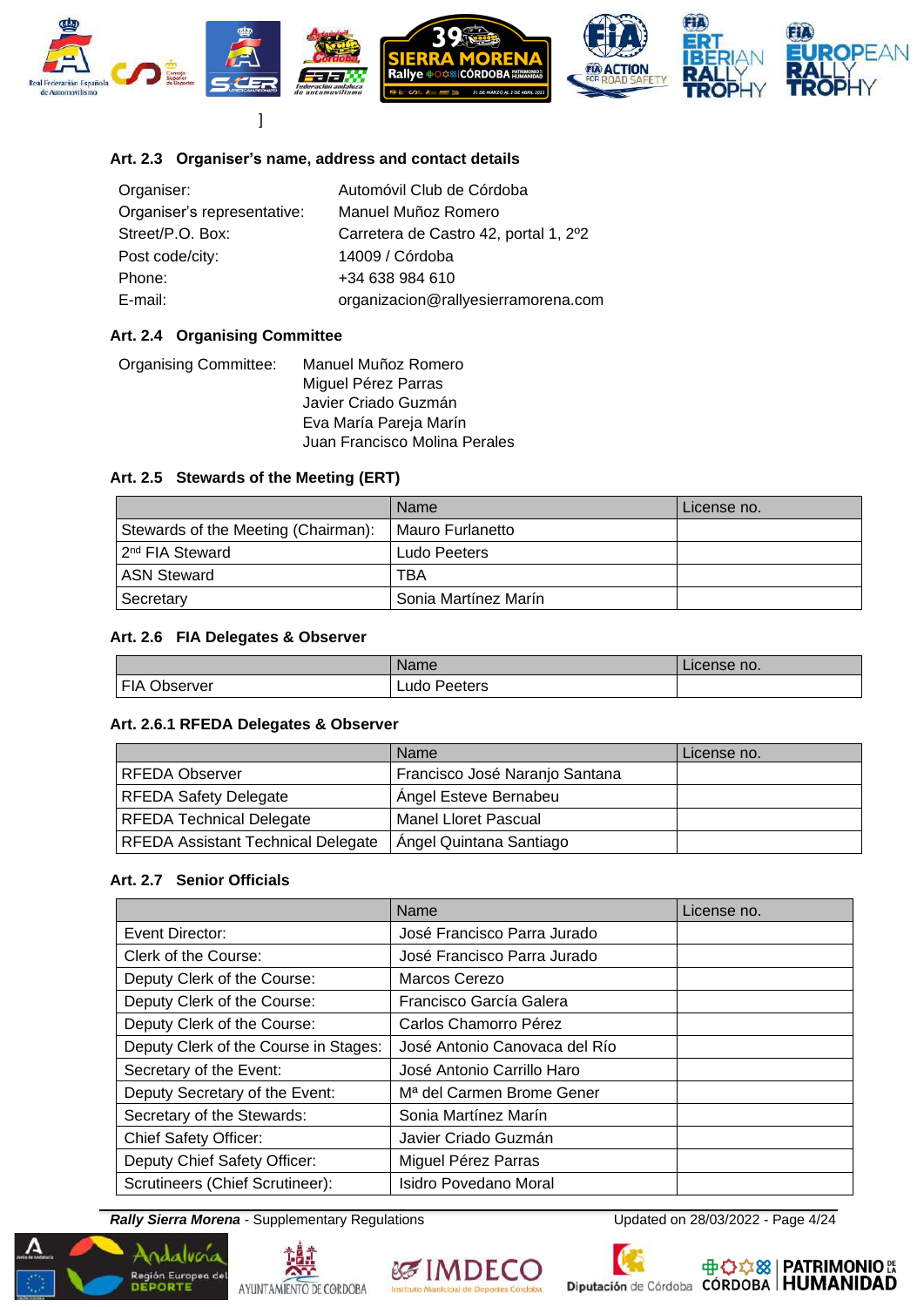]

### Art. 2.3 Organiser's name, address and contact details

| | |
|---|---|
| Organiser: | Automóvil Club de Córdoba |
| Organiser's representative: | Manuel Muñoz Romero |
| Street/P.O. Box: | Carretera de Castro 42, portal 1, 2º2 |
| Post code/city: | 14009 / Córdoba |
| Phone: | +34 638 984 610 |
| E-mail: | organizacion@rallyesierramorena.com |

### Art. 2.4 Organising Committee

Organising Committee: Manuel Muñoz Romero
Miguel Pérez Parras
Javier Criado Guzmán
Eva María Pareja Marín
Juan Francisco Molina Perales

### Art. 2.5 Stewards of the Meeting (ERT)

| | Name | License no. |
|---|---|---|
| Stewards of the Meeting (Chairman): | Mauro Furlanetto | |
| 2nd FIA Steward | Ludo Peeters | |
| ASN Steward | TBA | |
| Secretary | Sonia Martínez Marín | |

### Art. 2.6 FIA Delegates & Observer

| | Name | License no. |
|---|---|---|
| FIA Observer | Ludo Peeters | |

### Art. 2.6.1 RFEDA Delegates & Observer

| | Name | License no. |
|---|---|---|
| RFEDA Observer | Francisco José Naranjo Santana | |
| RFEDA Safety Delegate | Ángel Esteve Bernabeu | |
| RFEDA Technical Delegate | Manel Lloret Pascual | |
| RFEDA Assistant Technical Delegate | Ángel Quintana Santiago | |

### Art. 2.7 Senior Officials

| | Name | License no. |
|---|---|---|
| Event Director: | José Francisco Parra Jurado | |
| Clerk of the Course: | José Francisco Parra Jurado | |
| Deputy Clerk of the Course: | Marcos Cerezo | |
| Deputy Clerk of the Course: | Francisco García Galera | |
| Deputy Clerk of the Course: | Carlos Chamorro Pérez | |
| Deputy Clerk of the Course in Stages: | José Antonio Canovaca del Río | |
| Secretary of the Event: | José Antonio Carrillo Haro | |
| Deputy Secretary of the Event: | Mª del Carmen Brome Gener | |
| Secretary of the Stewards: | Sonia Martínez Marín | |
| Chief Safety Officer: | Javier Criado Guzmán | |
| Deputy Chief Safety Officer: | Miguel Pérez Parras | |
| Scrutineers (Chief Scrutineer): | Isidro Povedano Moral | |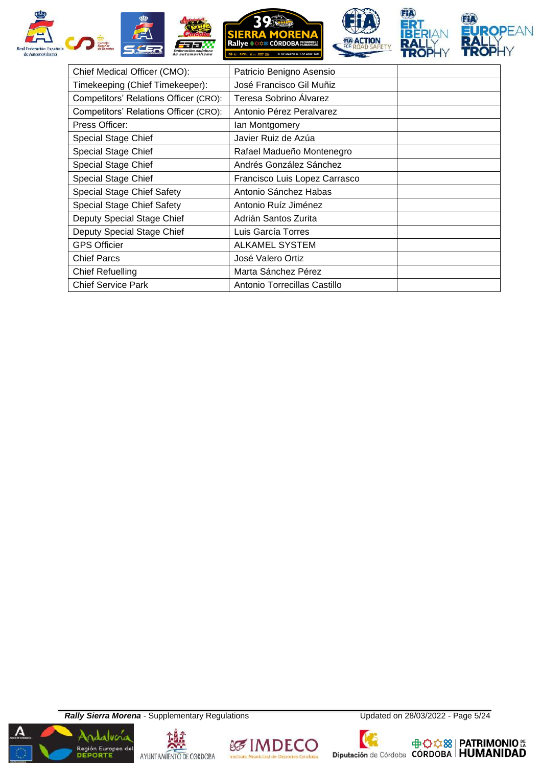| | | |
|---|---|---|
| Chief Medical Officer (CMO): | Patricio Benigno Asensio | |
| Timekeeping (Chief Timekeeper): | José Francisco Gil Muñiz | |
| Competitors' Relations Officer (CRO): | Teresa Sobrino Álvarez | |
| Competitors' Relations Officer (CRO): | Antonio Pérez Peralvarez | |
| Press Officer: | Ian Montgomery | |
| Special Stage Chief | Javier Ruiz de Azúa | |
| Special Stage Chief | Rafael Madueño Montenegro | |
| Special Stage Chief | Andrés González Sánchez | |
| Special Stage Chief | Francisco Luis Lopez Carrasco | |
| Special Stage Chief Safety | Antonio Sánchez Habas | |
| Special Stage Chief Safety | Antonio Ruíz Jiménez | |
| Deputy Special Stage Chief | Adrián Santos Zurita | |
| Deputy Special Stage Chief | Luis García Torres | |
| GPS Officier | ALKAMEL SYSTEM | |
| Chief Parcs | José Valero Ortiz | |
| Chief Refuelling | Marta Sánchez Pérez | |
| Chief Service Park | Antonio Torrecillas Castillo | |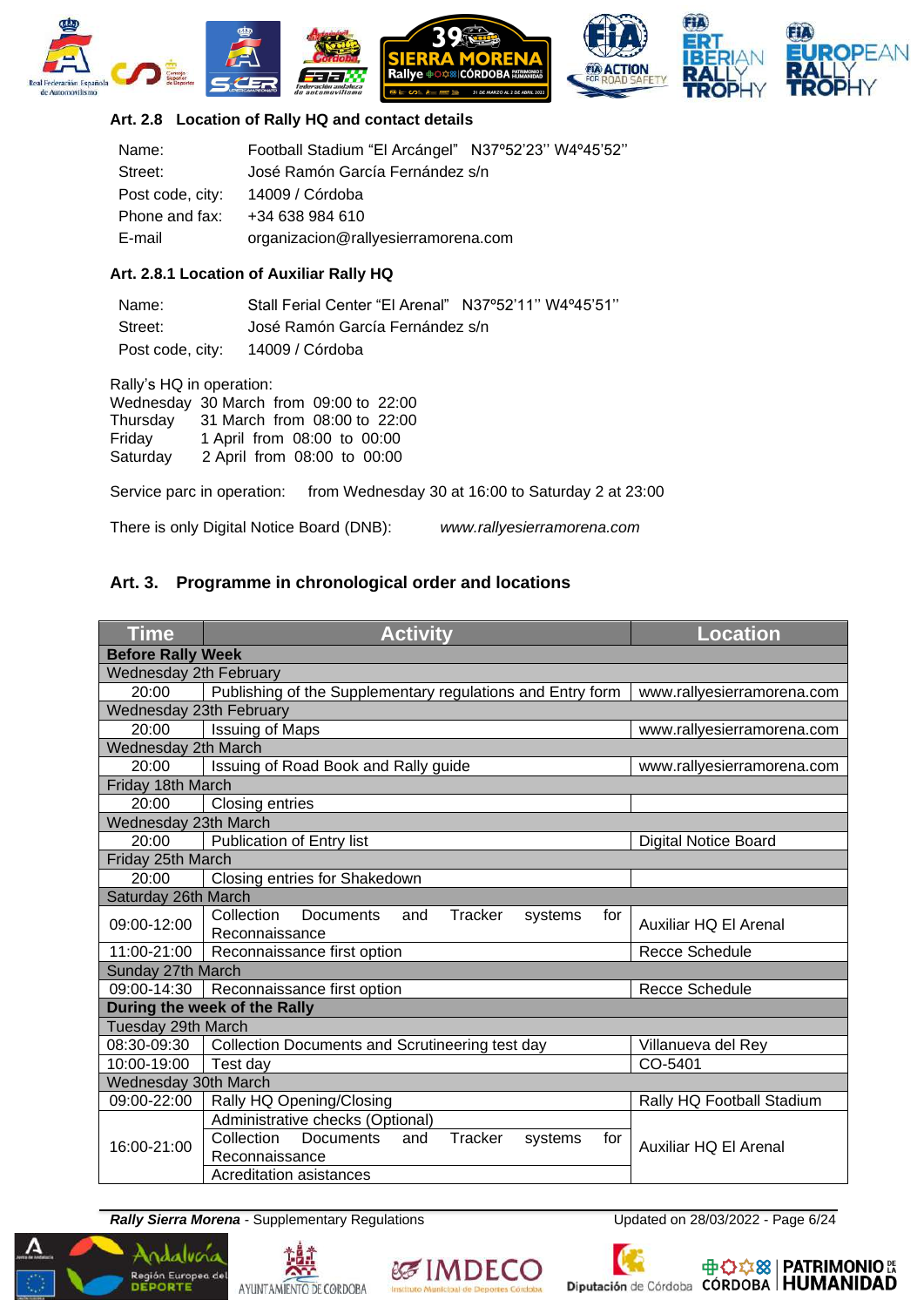### Art. 2.8 Location of Rally HQ and contact details

| | |
|---|---|
| Name: | Football Stadium “El Arcángel” N37º52’23’’ W4º45’52’’ |
| Street: | José Ramón García Fernández s/n |
| Post code, city: | 14009 / Córdoba |
| Phone and fax: | +34 638 984 610 |
| E-mail | organizacion@rallyesierramorena.com |

### Art. 2.8.1 Location of Auxiliar Rally HQ

| | |
|---|---|
| Name: | Stall Ferial Center “El Arenal” N37º52’11’’ W4º45’51’’ |
| Street: | José Ramón García Fernández s/n |
| Post code, city: | 14009 / Córdoba |

Rally’s HQ in operation:
Wednesday 30 March from 09:00 to 22:00
Thursday 31 March from 08:00 to 22:00
Friday 1 April from 08:00 to 00:00
Saturday 2 April from 08:00 to 00:00

Service parc in operation: from Wednesday 30 at 16:00 to Saturday 2 at 23:00

There is only Digital Notice Board (DNB): *www.rallyesierramorena.com*

## Art. 3. Programme in chronological order and locations

| Time | Activity | Location |
|---|---|---|
| **Before Rally Week** | | |
| Wednesday 2th February | | |
| 20:00 | Publishing of the Supplementary regulations and Entry form | www.rallyesierramorena.com |
| Wednesday 23th February | | |
| 20:00 | Issuing of Maps | www.rallyesierramorena.com |
| Wednesday 2th March | | |
| 20:00 | Issuing of Road Book and Rally guide | www.rallyesierramorena.com |
| Friday 18th March | | |
| 20:00 | Closing entries | |
| Wednesday 23th March | | |
| 20:00 | Publication of Entry list | Digital Notice Board |
| Friday 25th March | | |
| 20:00 | Closing entries for Shakedown | |
| Saturday 26th March | | |
| 09:00-12:00 | Collection Documents and Tracker systems for Reconnaissance | Auxiliar HQ El Arenal |
| 11:00-21:00 | Reconnaissance first option | Recce Schedule |
| Sunday 27th March | | |
| 09:00-14:30 | Reconnaissance first option | Recce Schedule |
| **During the week of the Rally** | | |
| Tuesday 29th March | | |
| 08:30-09:30 | Collection Documents and Scrutineering test day | Villanueva del Rey |
| 10:00-19:00 | Test day | CO-5401 |
| Wednesday 30th March | | |
| 09:00-22:00 | Rally HQ Opening/Closing | Rally HQ Football Stadium |
| 16:00-21:00 | Administrative checks (Optional) | Auxiliar HQ El Arenal |
| | Collection Documents and Tracker systems for Reconnaissance | |
| | Acreditation asistances | |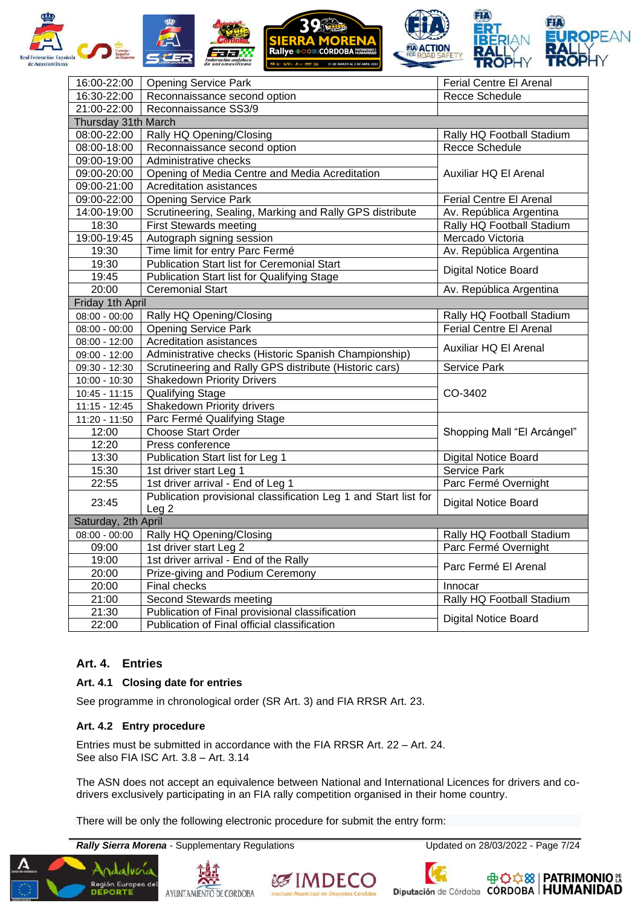| | | |
|---|---|---|
| 16:00-22:00 | Opening Service Park | Ferial Centre El Arenal |
| 16:30-22:00 | Reconnaissance second option | Recce Schedule |
| 21:00-22:00 | Reconnaissance SS3/9 | |
| Thursday 31th March | | |
| 08:00-22:00 | Rally HQ Opening/Closing | Rally HQ Football Stadium |
| 08:00-18:00 | Reconnaissance second option | Recce Schedule |
| 09:00-19:00 | Administrative checks | Auxiliar HQ El Arenal |
| 09:00-20:00 | Opening of Media Centre and Media Acreditation | |
| 09:00-21:00 | Acreditation asistances | |
| 09:00-22:00 | Opening Service Park | Ferial Centre El Arenal |
| 14:00-19:00 | Scrutineering, Sealing, Marking and Rally GPS distribute | Av. República Argentina |
| 18:30 | First Stewards meeting | Rally HQ Football Stadium |
| 19:00-19:45 | Autograph signing session | Mercado Victoria |
| 19:30 | Time limit for entry Parc Fermé | Av. República Argentina |
| 19:30 | Publication Start list for Ceremonial Start | Digital Notice Board |
| 19:45 | Publication Start list for Qualifying Stage | |
| 20:00 | Ceremonial Start | Av. República Argentina |
| Friday 1th April | | |
| 08:00 - 00:00 | Rally HQ Opening/Closing | Rally HQ Football Stadium |
| 08:00 - 00:00 | Opening Service Park | Ferial Centre El Arenal |
| 08:00 - 12:00 | Acreditation asistances | Auxiliar HQ El Arenal |
| 09:00 - 12:00 | Administrative checks (Historic Spanish Championship) | |
| 09:30 - 12:30 | Scrutineering and Rally GPS distribute (Historic cars) | Service Park |
| 10:00 - 10:30 | Shakedown Priority Drivers | CO-3402 |
| 10:45 - 11:15 | Qualifying Stage | |
| 11:15 - 12:45 | Shakedown Priority drivers | |
| 11:20 - 11:50 | Parc Fermé Qualifying Stage | Shopping Mall "El Arcángel" |
| 12:00 | Choose Start Order | |
| 12:20 | Press conference | |
| 13:30 | Publication Start list for Leg 1 | Digital Notice Board |
| 15:30 | 1st driver start Leg 1 | Service Park |
| 22:55 | 1st driver arrival - End of Leg 1 | Parc Fermé Overnight |
| 23:45 | Publication provisional classification Leg 1 and Start list for Leg 2 | Digital Notice Board |
| Saturday, 2th April | | |
| 08:00 - 00:00 | Rally HQ Opening/Closing | Rally HQ Football Stadium |
| 09:00 | 1st driver start Leg 2 | Parc Fermé Overnight |
| 19:00 | 1st driver arrival - End of the Rally | Parc Fermé El Arenal |
| 20:00 | Prize-giving and Podium Ceremony | |
| 20:00 | Final checks | Innocar |
| 21:00 | Second Stewards meeting | Rally HQ Football Stadium |
| 21:30 | Publication of Final provisional classification | Digital Notice Board |
| 22:00 | Publication of Final official classification | |

## Art. 4. Entries

### Art. 4.1 Closing date for entries

See programme in chronological order (SR Art. 3) and FIA RRSR Art. 23.

### Art. 4.2 Entry procedure

Entries must be submitted in accordance with the FIA RRSR Art. 22 – Art. 24.
See also FIA ISC Art. 3.8 – Art. 3.14

The ASN does not accept an equivalence between National and International Licences for drivers and co-drivers exclusively participating in an FIA rally competition organised in their home country.

There will be only the following electronic procedure for submit the entry form: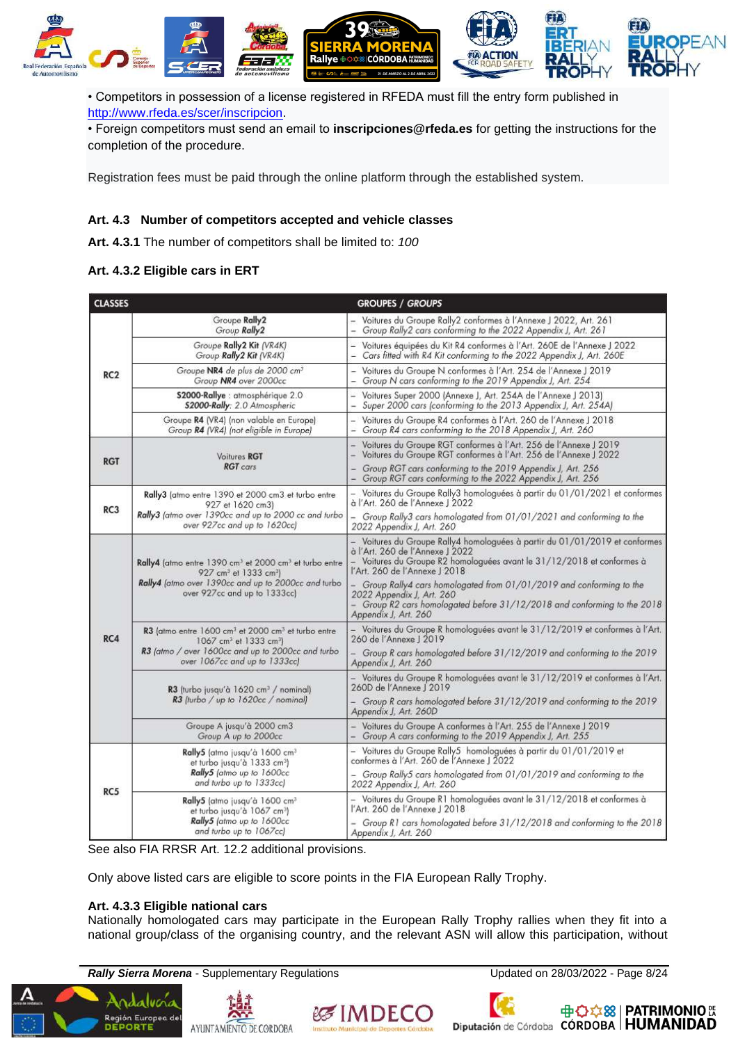• Competitors in possession of a license registered in RFEDA must fill the entry form published in http://www.rfeda.es/scer/inscripcion.
• Foreign competitors must send an email to **inscripciones@rfeda.es** for getting the instructions for the completion of the procedure.

Registration fees must be paid through the online platform through the established system.

### Art. 4.3 Number of competitors accepted and vehicle classes

**Art. 4.3.1** The number of competitors shall be limited to: *100*

### Art. 4.3.2 Eligible cars in ERT

| CLASSES | GROUPES / *GROUPS* | |
|---|---|---|
| RC2 | Groupe **Rally2**<br>*Group **Rally2*** | – Voitures du Groupe Rally2 conformes à l'Annexe J 2022, Art. 261<br>– *Group Rally2 cars conforming to the 2022 Appendix J, Art. 261* |
| | Groupe **Rally2 Kit** (VR4K)<br>*Group **Rally2 Kit** (VR4K)* | – Voitures équipées du Kit R4 conformes à l'Art. 260E de l'Annexe J 2022<br>– *Cars fitted with R4 Kit conforming to the 2022 Appendix J, Art. 260E* |
| | Groupe **NR4** de plus de 2000 cm³<br>*Group **NR4** over 2000cc* | – Voitures du Groupe N conformes à l'Art. 254 de l'Annexe J 2019<br>– *Group N cars conforming to the 2019 Appendix J, Art. 254* |
| | **S2000-Rallye** : atmosphérique 2.0<br>***S2000-Rally**: 2.0 Atmospheric* | – Voitures Super 2000 (Annexe J, Art. 254A de l'Annexe J 2013)<br>– *Super 2000 cars (conforming to the 2013 Appendix J, Art. 254A)* |
| | Groupe **R4** (VR4) (non valable en Europe)<br>*Group **R4** (VR4) (not eligible in Europe)* | – Voitures du Groupe R4 conformes à l'Art. 260 de l'Annexe J 2018<br>– *Group R4 cars conforming to the 2018 Appendix J, Art. 260* |
| RGT | Voitures **RGT**<br>***RGT** cars* | – Voitures du Groupe RGT conformes à l'Art. 256 de l'Annexe J 2019<br>– Voitures du Groupe RGT conformes à l'Art. 256 de l'Annexe J 2022<br>– *Group RGT cars conforming to the 2019 Appendix J, Art. 256*<br>– *Group RGT cars conforming to the 2022 Appendix J, Art. 256* |
| RC3 | **Rally3** (atmo entre 1390 cm3 et 2000 cm3 et turbo entre 927 et 1620 cm3)<br>***Rally3** (atmo over 1390cc and up to 2000 cc and turbo over 927cc and up to 1620cc)* | – Voitures du Groupe Rally3 homologuées à partir du 01/01/2021 et conformes à l'Art. 260 de l'Annexe J 2022<br>– *Group Rally3 cars homologated from 01/01/2021 and conforming to the 2022 Appendix J, Art. 260* |
| RC4 | **Rally4** (atmo entre 1390 cm³ et 2000 cm³ et turbo entre 927 cm³ et 1333 cm³)<br>***Rally4** (atmo over 1390cc and up to 2000cc and turbo over 927cc and up to 1333cc)* | – Voitures du Groupe Rally4 homologuées à partir du 01/01/2019 et conformes à l'Art. 260 de l'Annexe J 2022<br>– Voitures du Groupe R2 homologuées avant le 31/12/2018 et conformes à l'Art. 260 de l'Annexe J 2018<br>– *Group Rally4 cars homologated from 01/01/2019 and conforming to the 2022 Appendix J, Art. 260*<br>– *Group R2 cars homologated before 31/12/2018 and conforming to the 2018 Appendix J, Art. 260* |
| | **R3** (atmo entre 1600 cm³ et 2000 cm³ et turbo entre 1067 cm³ et 1333 cm³)<br>***R3** (atmo / over 1600cc and up to 2000cc and turbo over 1067cc and up to 1333cc)* | – Voitures du Groupe R homologuées avant le 31/12/2019 et conformes à l'Art. 260 de l'Annexe J 2019<br>– *Group R cars homologated before 31/12/2019 and conforming to the 2019 Appendix J, Art. 260* |
| | **R3** (turbo jusqu'à 1620 cm³ / nominal)<br>***R3** (turbo / up to 1620cc / nominal)* | – Voitures du Groupe R homologuées avant le 31/12/2019 et conformes à l'Art. 260D de l'Annexe J 2019<br>– *Group R cars homologated before 31/12/2019 and conforming to the 2019 Appendix J, Art. 260D* |
| | Groupe A jusqu'à 2000 cm3<br>*Group A up to 2000cc* | – Voitures du Groupe A conformes à l'Art. 255 de l'Annexe J 2019<br>– *Group A cars conforming to the 2019 Appendix J, Art. 255* |
| RC5 | **Rally5** (atmo jusqu'à 1600 cm³ et turbo jusqu'à 1333 cm³)<br>***Rally5** (atmo up to 1600cc and turbo up to 1333cc)* | – Voitures du Groupe Rally5 homologuées à partir du 01/01/2019 et conformes à l'Art. 260 de l'Annexe J 2022<br>– *Group Rally5 cars homologated from 01/01/2019 and conforming to the 2022 Appendix J, Art. 260* |
| | **Rally5** (atmo jusqu'à 1600 cm³ et turbo jusqu'à 1067 cm³)<br>***Rally5** (atmo up to 1600cc and turbo up to 1067cc)* | – Voitures du Groupe R1 homologuées avant le 31/12/2018 et conformes à l'Art. 260 de l'Annexe J 2018<br>– *Group R1 cars homologated before 31/12/2018 and conforming to the 2018 Appendix J, Art. 260* |

See also FIA RRSR Art. 12.2 additional provisions.

Only above listed cars are eligible to score points in the FIA European Rally Trophy.

**Art. 4.3.3 Eligible national cars**
Nationally homologated cars may participate in the European Rally Trophy rallies when they fit into a national group/class of the organising country, and the relevant ASN will allow this participation, without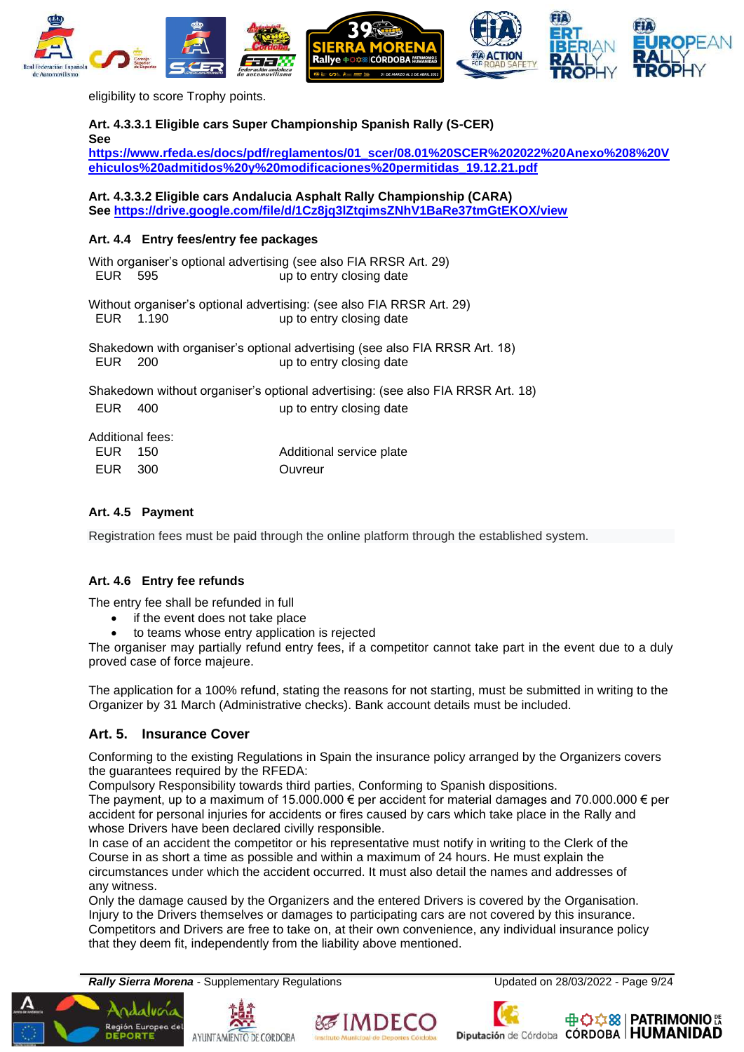eligibility to score Trophy points.

**Art. 4.3.3.1 Eligible cars Super Championship Spanish Rally (S-CER)**
**See**
**https://www.rfeda.es/docs/pdf/reglamentos/01_scer/08.01%20SCER%202022%20Anexo%208%20Vehiculos%20admitidos%20y%20modificaciones%20permitidas_19.12.21.pdf**

**Art. 4.3.3.2 Eligible cars Andalucia Asphalt Rally Championship (CARA)**
**See https://drive.google.com/file/d/1Cz8jq3lZtqimsZNhV1BaRe37tmGtEKOX/view**

### Art. 4.4 Entry fees/entry fee packages

With organiser's optional advertising (see also FIA RRSR Art. 29)

| | | |
|---|---|---|
| EUR | 595 | up to entry closing date |

Without organiser's optional advertising: (see also FIA RRSR Art. 29)

| | | |
|---|---|---|
| EUR | 1.190 | up to entry closing date |

Shakedown with organiser's optional advertising (see also FIA RRSR Art. 18)

| | | |
|---|---|---|
| EUR | 200 | up to entry closing date |

Shakedown without organiser's optional advertising: (see also FIA RRSR Art. 18)

| | | |
|---|---|---|
| EUR | 400 | up to entry closing date |

Additional fees:

| | | |
|---|---|---|
| EUR | 150 | Additional service plate |
| EUR | 300 | Ouvreur |

### Art. 4.5 Payment

Registration fees must be paid through the online platform through the established system.

### Art. 4.6 Entry fee refunds

The entry fee shall be refunded in full

- if the event does not take place
- to teams whose entry application is rejected

The organiser may partially refund entry fees, if a competitor cannot take part in the event due to a duly proved case of force majeure.

The application for a 100% refund, stating the reasons for not starting, must be submitted in writing to the Organizer by 31 March (Administrative checks). Bank account details must be included.

## Art. 5. Insurance Cover

Conforming to the existing Regulations in Spain the insurance policy arranged by the Organizers covers the guarantees required by the RFEDA:
Compulsory Responsibility towards third parties, Conforming to Spanish dispositions.
The payment, up to a maximum of 15.000.000 € per accident for material damages and 70.000.000 € per accident for personal injuries for accidents or fires caused by cars which take place in the Rally and whose Drivers have been declared civilly responsible.
In case of an accident the competitor or his representative must notify in writing to the Clerk of the Course in as short a time as possible and within a maximum of 24 hours. He must explain the circumstances under which the accident occurred. It must also detail the names and addresses of any witness.
Only the damage caused by the Organizers and the entered Drivers is covered by the Organisation. Injury to the Drivers themselves or damages to participating cars are not covered by this insurance. Competitors and Drivers are free to take on, at their own convenience, any individual insurance policy that they deem fit, independently from the liability above mentioned.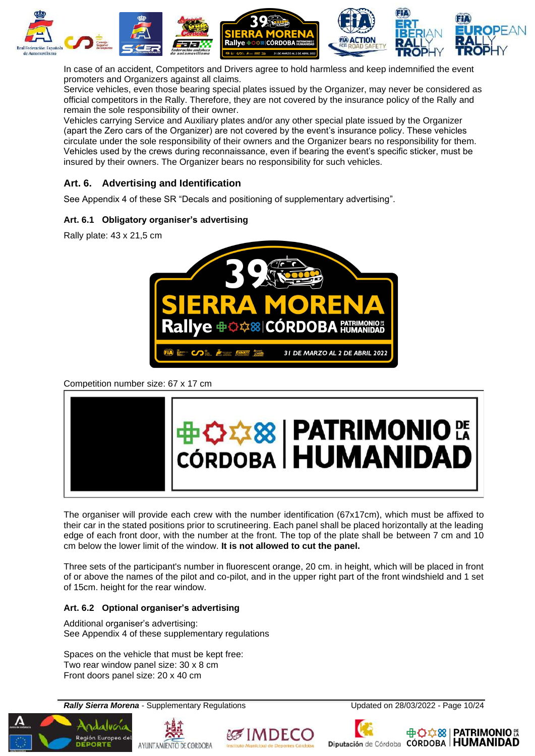In case of an accident, Competitors and Drivers agree to hold harmless and keep indemnified the event promoters and Organizers against all claims.
Service vehicles, even those bearing special plates issued by the Organizer, may never be considered as official competitors in the Rally. Therefore, they are not covered by the insurance policy of the Rally and remain the sole responsibility of their owner.
Vehicles carrying Service and Auxiliary plates and/or any other special plate issued by the Organizer (apart the Zero cars of the Organizer) are not covered by the event's insurance policy. These vehicles circulate under the sole responsibility of their owners and the Organizer bears no responsibility for them.
Vehicles used by the crews during reconnaissance, even if bearing the event's specific sticker, must be insured by their owners. The Organizer bears no responsibility for such vehicles.

## Art. 6. Advertising and Identification

See Appendix 4 of these SR "Decals and positioning of supplementary advertising".

### Art. 6.1 Obligatory organiser's advertising

Rally plate: 43 x 21,5 cm

Competition number size: 67 x 17 cm

The organiser will provide each crew with the number identification (67x17cm), which must be affixed to their car in the stated positions prior to scrutineering. Each panel shall be placed horizontally at the leading edge of each front door, with the number at the front. The top of the plate shall be between 7 cm and 10 cm below the lower limit of the window. **It is not allowed to cut the panel.**

Three sets of the participant's number in fluorescent orange, 20 cm. in height, which will be placed in front of or above the names of the pilot and co-pilot, and in the upper right part of the front windshield and 1 set of 15cm. height for the rear window.

### Art. 6.2 Optional organiser's advertising

Additional organiser's advertising:
See Appendix 4 of these supplementary regulations

Spaces on the vehicle that must be kept free:
Two rear window panel size: 30 x 8 cm
Front doors panel size: 20 x 40 cm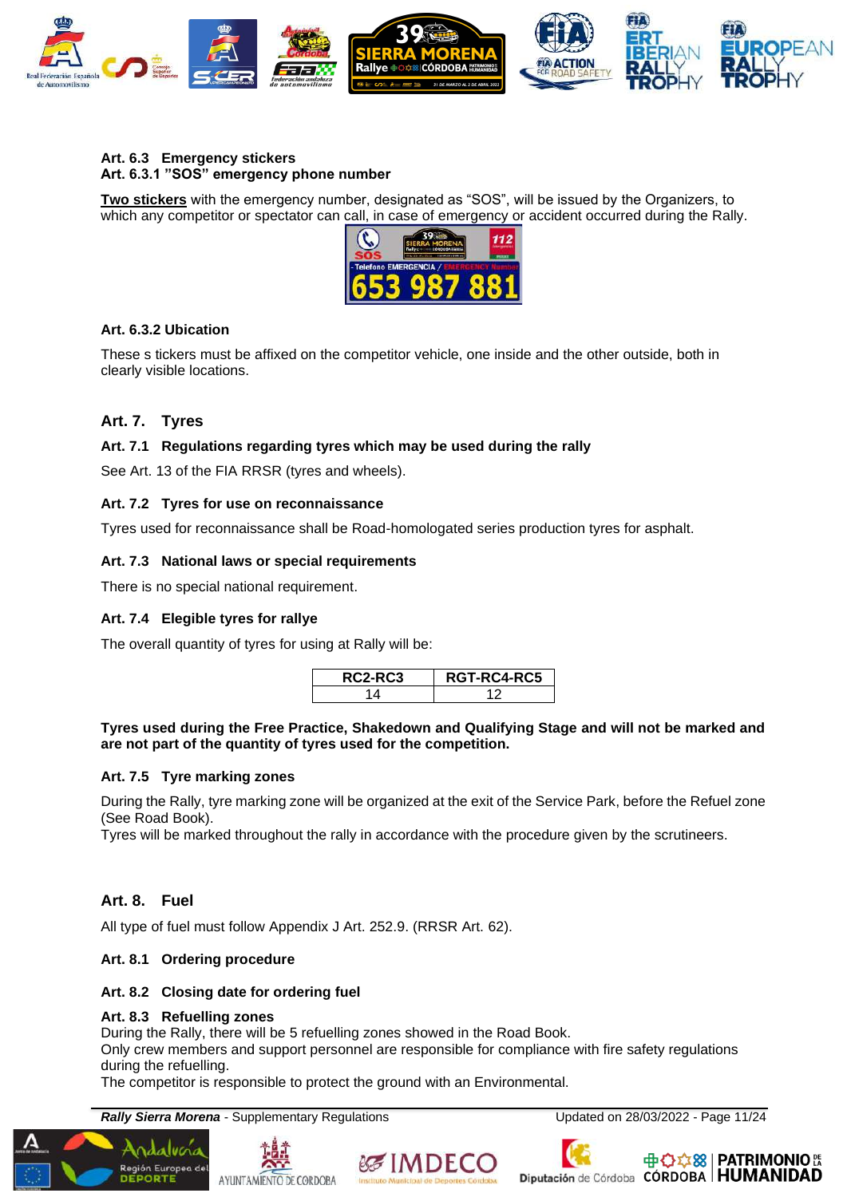### Art. 6.3 Emergency stickers

### Art. 6.3.1 "SOS" emergency phone number

**Two stickers** with the emergency number, designated as "SOS", will be issued by the Organizers, to which any competitor or spectator can call, in case of emergency or accident occurred during the Rally.

### Art. 6.3.2 Ubication

These s tickers must be affixed on the competitor vehicle, one inside and the other outside, both in clearly visible locations.

## Art. 7. Tyres

### Art. 7.1 Regulations regarding tyres which may be used during the rally

See Art. 13 of the FIA RRSR (tyres and wheels).

### Art. 7.2 Tyres for use on reconnaissance

Tyres used for reconnaissance shall be Road-homologated series production tyres for asphalt.

### Art. 7.3 National laws or special requirements

There is no special national requirement.

### Art. 7.4 Elegible tyres for rallye

The overall quantity of tyres for using at Rally will be:

| RC2-RC3 | RGT-RC4-RC5 |
|---|---|
| 14 | 12 |

**Tyres used during the Free Practice, Shakedown and Qualifying Stage and will not be marked and are not part of the quantity of tyres used for the competition.**

### Art. 7.5 Tyre marking zones

During the Rally, tyre marking zone will be organized at the exit of the Service Park, before the Refuel zone (See Road Book).
Tyres will be marked throughout the rally in accordance with the procedure given by the scrutineers.

## Art. 8. Fuel

All type of fuel must follow Appendix J Art. 252.9. (RRSR Art. 62).

### Art. 8.1 Ordering procedure

### Art. 8.2 Closing date for ordering fuel

### Art. 8.3 Refuelling zones

During the Rally, there will be 5 refuelling zones showed in the Road Book.
Only crew members and support personnel are responsible for compliance with fire safety regulations during the refuelling.
The competitor is responsible to protect the ground with an Environmental.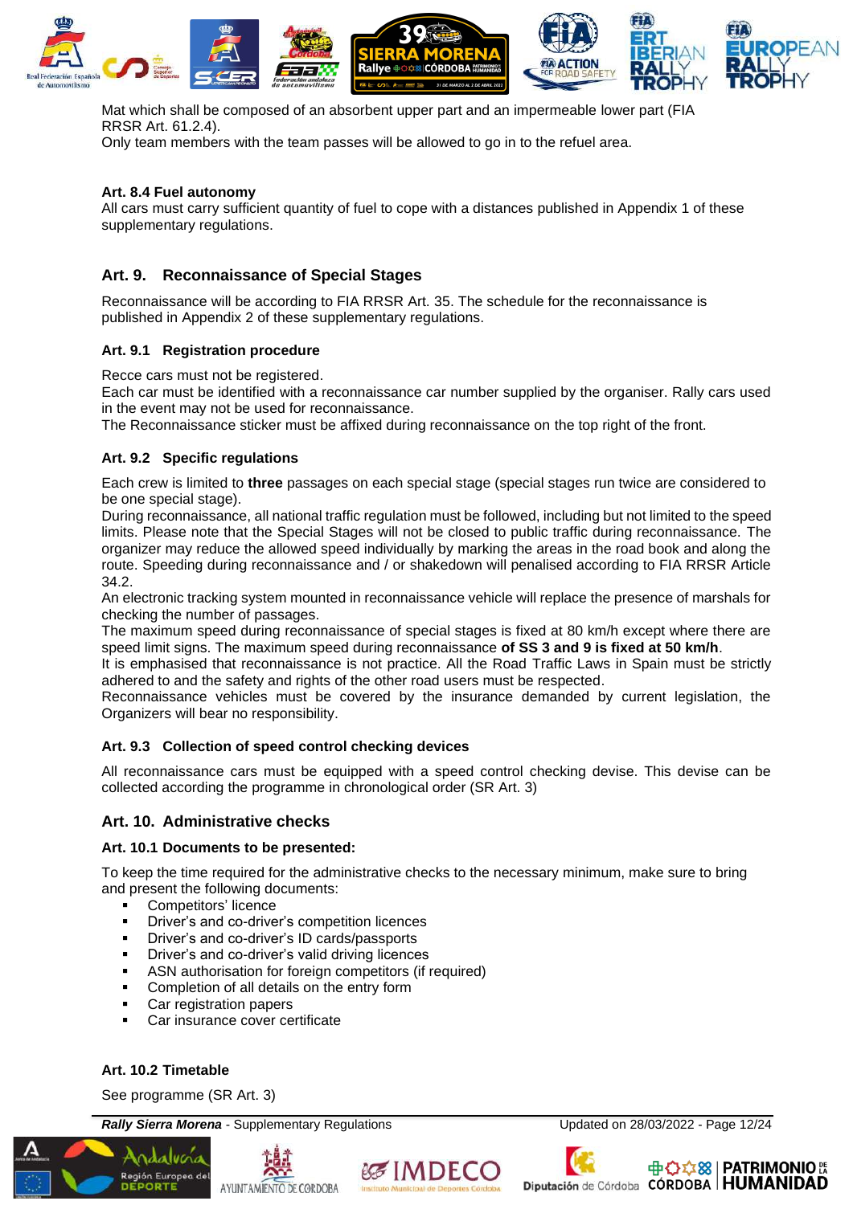Mat which shall be composed of an absorbent upper part and an impermeable lower part (FIA RRSR Art. 61.2.4).
Only team members with the team passes will be allowed to go in to the refuel area.

**Art. 8.4 Fuel autonomy**

All cars must carry sufficient quantity of fuel to cope with a distances published in Appendix 1 of these supplementary regulations.

## Art. 9. Reconnaissance of Special Stages

Reconnaissance will be according to FIA RRSR Art. 35. The schedule for the reconnaissance is published in Appendix 2 of these supplementary regulations.

### Art. 9.1 Registration procedure

Recce cars must not be registered.
Each car must be identified with a reconnaissance car number supplied by the organiser. Rally cars used in the event may not be used for reconnaissance.
The Reconnaissance sticker must be affixed during reconnaissance on the top right of the front.

### Art. 9.2 Specific regulations

Each crew is limited to **three** passages on each special stage (special stages run twice are considered to be one special stage).
During reconnaissance, all national traffic regulation must be followed, including but not limited to the speed limits. Please note that the Special Stages will not be closed to public traffic during reconnaissance. The organizer may reduce the allowed speed individually by marking the areas in the road book and along the route. Speeding during reconnaissance and / or shakedown will penalised according to FIA RRSR Article 34.2.
An electronic tracking system mounted in reconnaissance vehicle will replace the presence of marshals for checking the number of passages.
The maximum speed during reconnaissance of special stages is fixed at 80 km/h except where there are speed limit signs. The maximum speed during reconnaissance **of SS 3 and 9 is fixed at 50 km/h**.
It is emphasised that reconnaissance is not practice. All the Road Traffic Laws in Spain must be strictly adhered to and the safety and rights of the other road users must be respected.
Reconnaissance vehicles must be covered by the insurance demanded by current legislation, the Organizers will bear no responsibility.

### Art. 9.3 Collection of speed control checking devices

All reconnaissance cars must be equipped with a speed control checking devise. This devise can be collected according the programme in chronological order (SR Art. 3)

## Art. 10. Administrative checks

### Art. 10.1 Documents to be presented:

To keep the time required for the administrative checks to the necessary minimum, make sure to bring and present the following documents:

- Competitors' licence
- Driver's and co-driver's competition licences
- Driver's and co-driver's ID cards/passports
- Driver's and co-driver's valid driving licences
- ASN authorisation for foreign competitors (if required)
- Completion of all details on the entry form
- Car registration papers
- Car insurance cover certificate

### Art. 10.2 Timetable

See programme (SR Art. 3)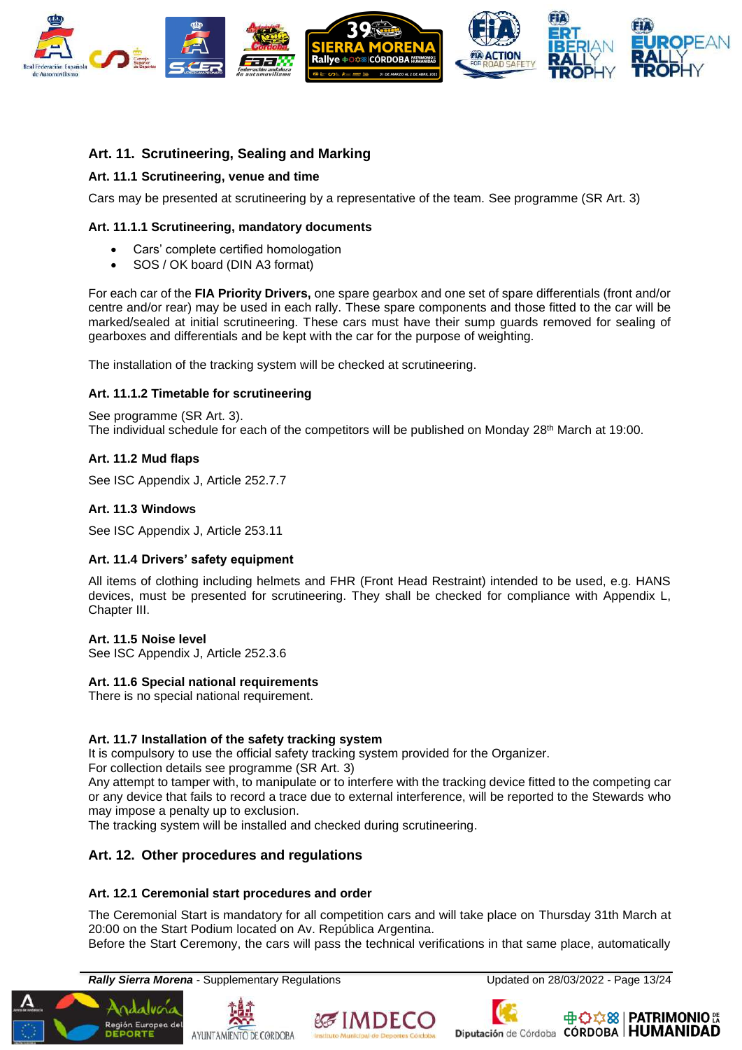## Art. 11. Scrutineering, Sealing and Marking

### Art. 11.1 Scrutineering, venue and time

Cars may be presented at scrutineering by a representative of the team. See programme (SR Art. 3)

### Art. 11.1.1 Scrutineering, mandatory documents

- Cars' complete certified homologation
- SOS / OK board (DIN A3 format)

For each car of the **FIA Priority Drivers,** one spare gearbox and one set of spare differentials (front and/or centre and/or rear) may be used in each rally. These spare components and those fitted to the car will be marked/sealed at initial scrutineering. These cars must have their sump guards removed for sealing of gearboxes and differentials and be kept with the car for the purpose of weighting.

The installation of the tracking system will be checked at scrutineering.

### Art. 11.1.2 Timetable for scrutineering

See programme (SR Art. 3).
The individual schedule for each of the competitors will be published on Monday 28th March at 19:00.

### Art. 11.2 Mud flaps

See ISC Appendix J, Article 252.7.7

### Art. 11.3 Windows

See ISC Appendix J, Article 253.11

### Art. 11.4 Drivers' safety equipment

All items of clothing including helmets and FHR (Front Head Restraint) intended to be used, e.g. HANS devices, must be presented for scrutineering. They shall be checked for compliance with Appendix L, Chapter III.

### Art. 11.5 Noise level

See ISC Appendix J, Article 252.3.6

### Art. 11.6 Special national requirements

There is no special national requirement.

### Art. 11.7 Installation of the safety tracking system

It is compulsory to use the official safety tracking system provided for the Organizer.
For collection details see programme (SR Art. 3)
Any attempt to tamper with, to manipulate or to interfere with the tracking device fitted to the competing car or any device that fails to record a trace due to external interference, will be reported to the Stewards who may impose a penalty up to exclusion.
The tracking system will be installed and checked during scrutineering.

## Art. 12. Other procedures and regulations

### Art. 12.1 Ceremonial start procedures and order

The Ceremonial Start is mandatory for all competition cars and will take place on Thursday 31th March at 20:00 on the Start Podium located on Av. República Argentina.
Before the Start Ceremony, the cars will pass the technical verifications in that same place, automatically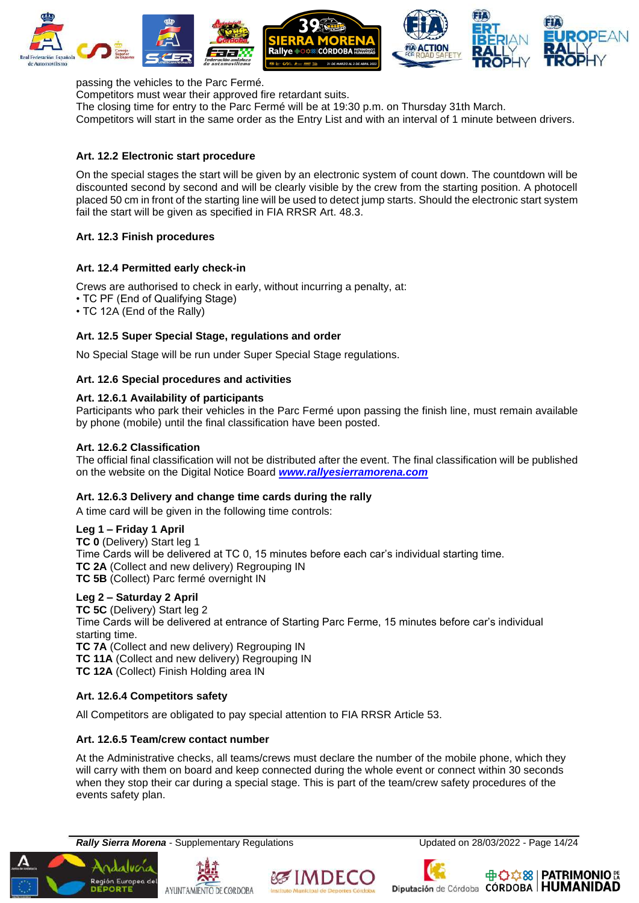passing the vehicles to the Parc Fermé.
Competitors must wear their approved fire retardant suits.
The closing time for entry to the Parc Fermé will be at 19:30 p.m. on Thursday 31th March.
Competitors will start in the same order as the Entry List and with an interval of 1 minute between drivers.

### Art. 12.2 Electronic start procedure

On the special stages the start will be given by an electronic system of count down. The countdown will be discounted second by second and will be clearly visible by the crew from the starting position. A photocell placed 50 cm in front of the starting line will be used to detect jump starts. Should the electronic start system fail the start will be given as specified in FIA RRSR Art. 48.3.

### Art. 12.3 Finish procedures

### Art. 12.4 Permitted early check-in

Crews are authorised to check in early, without incurring a penalty, at:
- TC PF (End of Qualifying Stage)
- TC 12A (End of the Rally)

### Art. 12.5 Super Special Stage, regulations and order

No Special Stage will be run under Super Special Stage regulations.

### Art. 12.6 Special procedures and activities

#### Art. 12.6.1 Availability of participants

Participants who park their vehicles in the Parc Fermé upon passing the finish line, must remain available by phone (mobile) until the final classification have been posted.

#### Art. 12.6.2 Classification

The official final classification will not be distributed after the event. The final classification will be published on the website on the Digital Notice Board ***www.rallyesierramorena.com***

#### Art. 12.6.3 Delivery and change time cards during the rally

A time card will be given in the following time controls:

**Leg 1 – Friday 1 April**
**TC 0** (Delivery) Start leg 1
Time Cards will be delivered at TC 0, 15 minutes before each car's individual starting time.
**TC 2A** (Collect and new delivery) Regrouping IN
**TC 5B** (Collect) Parc fermé overnight IN

**Leg 2 – Saturday 2 April**
**TC 5C** (Delivery) Start leg 2
Time Cards will be delivered at entrance of Starting Parc Ferme, 15 minutes before car's individual starting time.
**TC 7A** (Collect and new delivery) Regrouping IN
**TC 11A** (Collect and new delivery) Regrouping IN
**TC 12A** (Collect) Finish Holding area IN

#### Art. 12.6.4 Competitors safety

All Competitors are obligated to pay special attention to FIA RRSR Article 53.

#### Art. 12.6.5 Team/crew contact number

At the Administrative checks, all teams/crews must declare the number of the mobile phone, which they will carry with them on board and keep connected during the whole event or connect within 30 seconds when they stop their car during a special stage. This is part of the team/crew safety procedures of the events safety plan.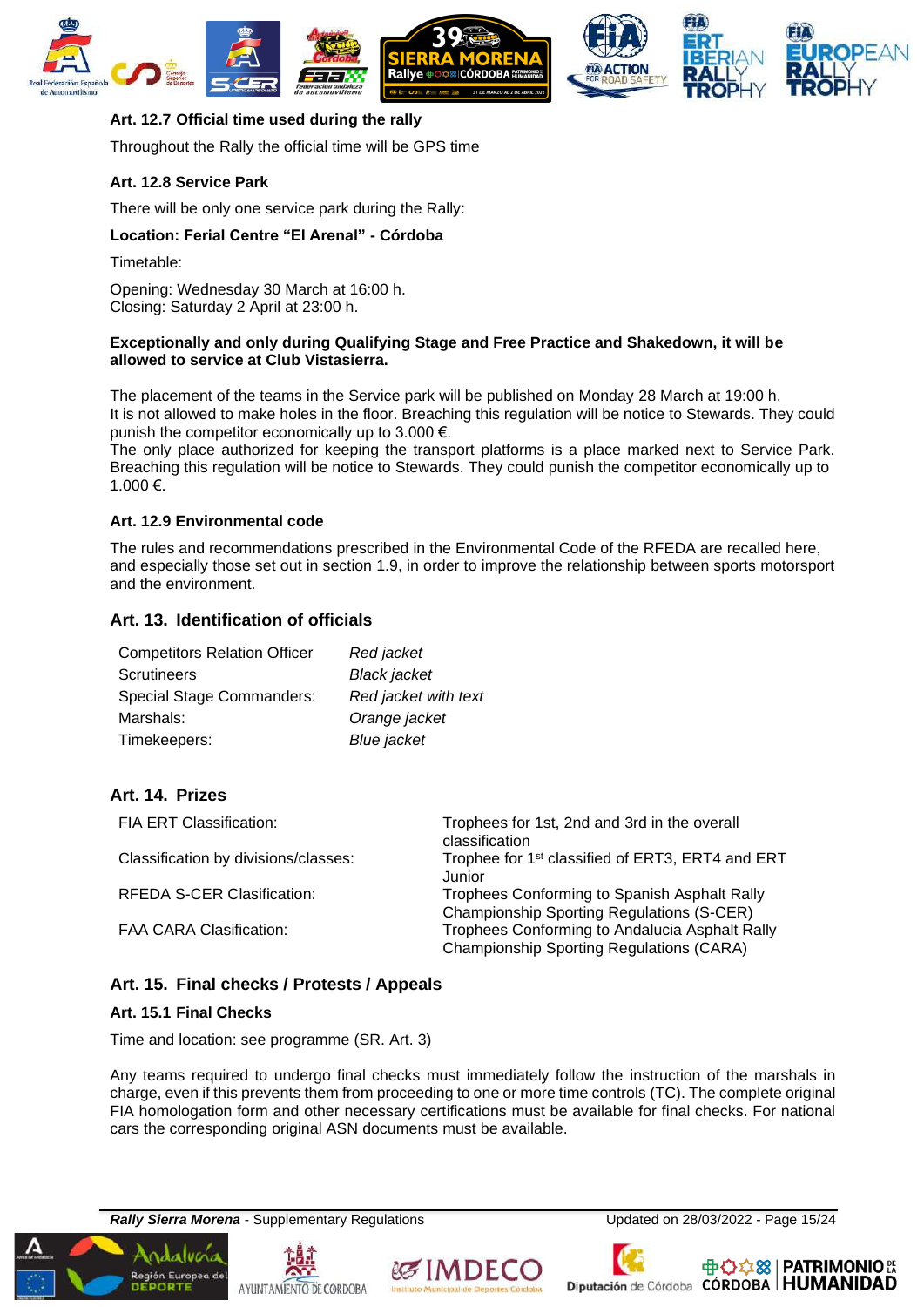### Art. 12.7 Official time used during the rally

Throughout the Rally the official time will be GPS time

### Art. 12.8 Service Park

There will be only one service park during the Rally:

**Location: Ferial Centre "El Arenal" - Córdoba**

Timetable:

Opening: Wednesday 30 March at 16:00 h.
Closing: Saturday 2 April at 23:00 h.

**Exceptionally and only during Qualifying Stage and Free Practice and Shakedown, it will be allowed to service at Club Vistasierra.**

The placement of the teams in the Service park will be published on Monday 28 March at 19:00 h.
It is not allowed to make holes in the floor. Breaching this regulation will be notice to Stewards. They could punish the competitor economically up to 3.000 €.
The only place authorized for keeping the transport platforms is a place marked next to Service Park. Breaching this regulation will be notice to Stewards. They could punish the competitor economically up to 1.000 €.

### Art. 12.9 Environmental code

The rules and recommendations prescribed in the Environmental Code of the RFEDA are recalled here, and especially those set out in section 1.9, in order to improve the relationship between sports motorsport and the environment.

## Art. 13. Identification of officials

| | |
|---|---|
| Competitors Relation Officer | *Red jacket* |
| Scrutineers | *Black jacket* |
| Special Stage Commanders: | *Red jacket with text* |
| Marshals: | *Orange jacket* |
| Timekeepers: | *Blue jacket* |

## Art. 14. Prizes

| | |
|---|---|
| FIA ERT Classification: | Trophees for 1st, 2nd and 3rd in the overall classification |
| Classification by divisions/classes: | Trophee for 1st classified of ERT3, ERT4 and ERT Junior |
| RFEDA S-CER Clasification: | Trophees Conforming to Spanish Asphalt Rally Championship Sporting Regulations (S-CER) |
| FAA CARA Clasification: | Trophees Conforming to Andalucia Asphalt Rally Championship Sporting Regulations (CARA) |

## Art. 15. Final checks / Protests / Appeals

### Art. 15.1 Final Checks

Time and location: see programme (SR. Art. 3)

Any teams required to undergo final checks must immediately follow the instruction of the marshals in charge, even if this prevents them from proceeding to one or more time controls (TC). The complete original FIA homologation form and other necessary certifications must be available for final checks. For national cars the corresponding original ASN documents must be available.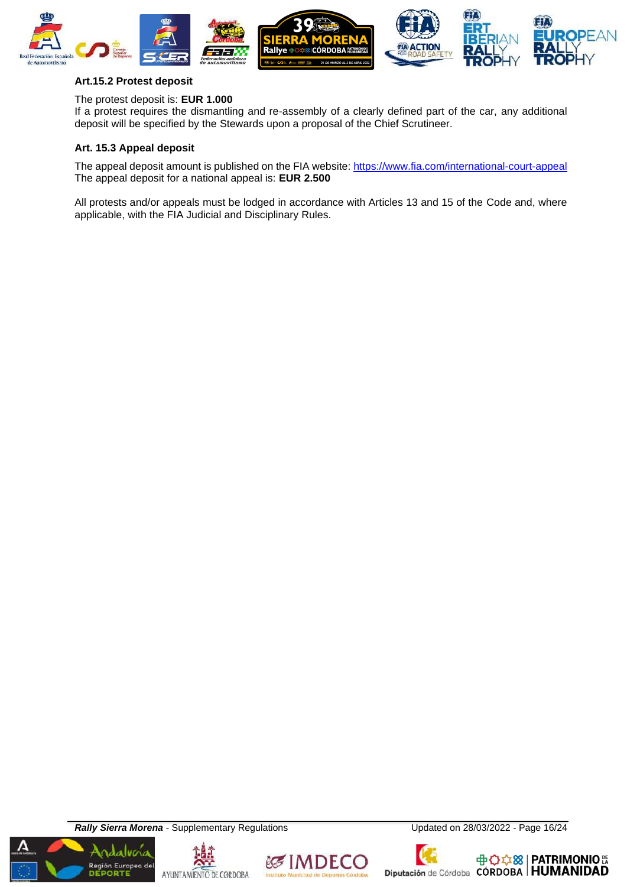**Art.15.2 Protest deposit**

The protest deposit is: **EUR 1.000**
If a protest requires the dismantling and re-assembly of a clearly defined part of the car, any additional deposit will be specified by the Stewards upon a proposal of the Chief Scrutineer.

**Art. 15.3 Appeal deposit**

The appeal deposit amount is published on the FIA website: https://www.fia.com/international-court-appeal
The appeal deposit for a national appeal is: **EUR 2.500**

All protests and/or appeals must be lodged in accordance with Articles 13 and 15 of the Code and, where applicable, with the FIA Judicial and Disciplinary Rules.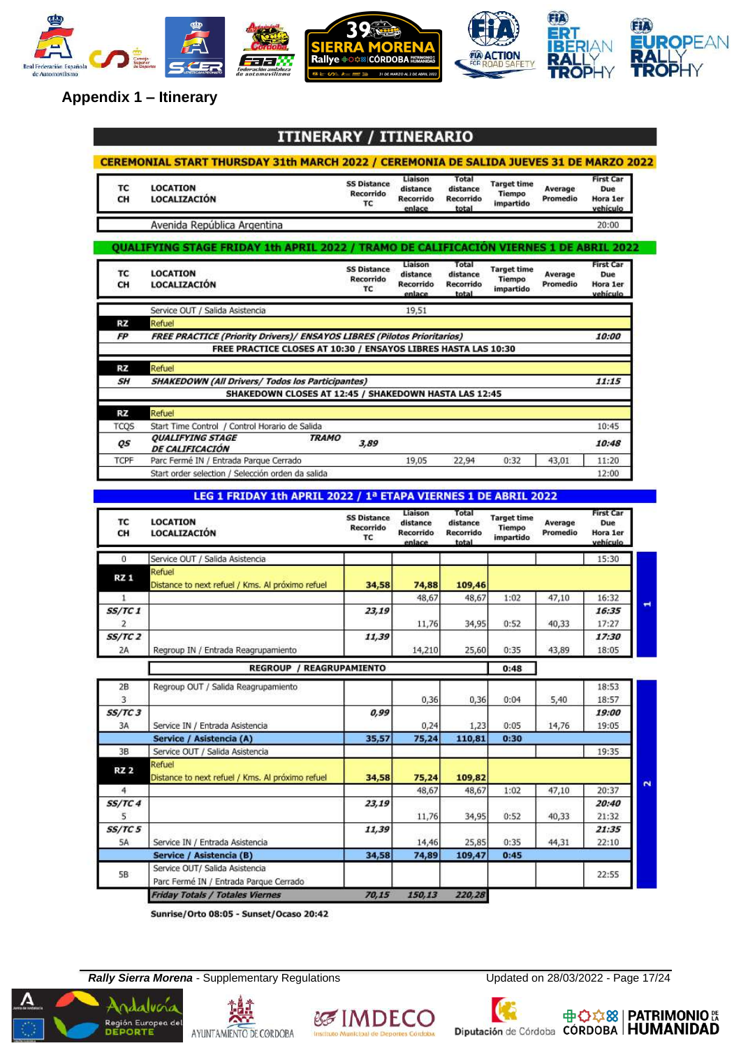## Appendix 1 – Itinerary

# ITINERARY / ITINERARIO

**CEREMONIAL START THURSDAY 31th MARCH 2022 / CEREMONIA DE SALIDA JUEVES 31 DE MARZO 2022**

| TC CH | LOCATION LOCALIZACIÓN | SS Distance Recorrido TC | Liaison distance Recorrido enlace | Total distance Recorrido total | Target time Tiempo impartido | Average Promedio | First Car Due Hora 1er vehículo |
|---|---|---|---|---|---|---|---|
| | Avenida República Argentina | | | | | | 20:00 |

**QUALIFYING STAGE FRIDAY 1th APRIL 2022 / TRAMO DE CALIFICACIÓN VIERNES 1 DE ABRIL 2022**

| TC CH | LOCATION LOCALIZACIÓN | SS Distance Recorrido TC | Liaison distance Recorrido enlace | Total distance Recorrido total | Target time Tiempo impartido | Average Promedio | First Car Due Hora 1er vehículo |
|---|---|---|---|---|---|---|---|
| | Service OUT / Salida Asistencia | | 19,51 | | | | |
| RZ | Refuel | | | | | | |
| *FP* | *FREE PRACTICE (Priority Drivers)/ ENSAYOS LIBRES (Pilotos Prioritarios)* | | | | | | *10:00* |
| | **FREE PRACTICE CLOSES AT 10:30 / ENSAYOS LIBRES HASTA LAS 10:30** | | | | | | |
| RZ | Refuel | | | | | | |
| *SH* | *SHAKEDOWN (All Drivers/ Todos los Participantes)* | | | | | | *11:15* |
| | **SHAKEDOWN CLOSES AT 12:45 / SHAKEDOWN HASTA LAS 12:45** | | | | | | |
| RZ | Refuel | | | | | | |
| TCQS | Start Time Control / Control Horario de Salida | | | | | | 10:45 |
| *QS* | *QUALIFYING STAGE TRAMO DE CALIFICACIÓN* | *3,89* | | | | | *10:48* |
| TCPF | Parc Fermé IN / Entrada Parque Cerrado | | 19,05 | 22,94 | 0:32 | 43,01 | 11:20 |
| | Start order selection / Selección orden da salida | | | | | | 12:00 |

**LEG 1 FRIDAY 1th APRIL 2022 / 1ª ETAPA VIERNES 1 DE ABRIL 2022**

| TC CH | LOCATION LOCALIZACIÓN | SS Distance Recorrido TC | Liaison distance Recorrido enlace | Total distance Recorrido total | Target time Tiempo impartido | Average Promedio | First Car Due Hora 1er vehículo | Section |
|---|---|---|---|---|---|---|---|---|
| 0 | Service OUT / Salida Asistencia | | | | | | 15:30 | 1 |
| RZ 1 | Refuel<br>Distance to next refuel / Kms. Al próximo refuel | 34,58 | 74,88 | 109,46 | | | | |
| 1 | | | 48,67 | 48,67 | 1:02 | 47,10 | 16:32 | |
| *SS/TC 1* | | *23,19* | | | | | *16:35* | |
| 2 | | | 11,76 | 34,95 | 0:52 | 40,33 | 17:27 | |
| *SS/TC 2* | | *11,39* | | | | | *17:30* | |
| 2A | Regroup IN / Entrada Reagrupamiento | | 14,210 | 25,60 | 0:35 | 43,89 | 18:05 | |
| | **REGROUP / REAGRUPAMIENTO** | | | | 0:48 | | | |
| 2B | Regroup OUT / Salida Reagrupamiento | | | | | | 18:53 | 2 |
| 3 | | | 0,36 | 0,36 | 0:04 | 5,40 | 18:57 | |
| *SS/TC 3* | | *0,99* | | | | | *19:00* | |
| 3A | Service IN / Entrada Asistencia | | 0,24 | 1,23 | 0:05 | 14,76 | 19:05 | |
| | **Service / Asistencia (A)** | **35,57** | **75,24** | **110,81** | **0:30** | | | |
| 3B | Service OUT / Salida Asistencia | | | | | | 19:35 | |
| RZ 2 | Refuel<br>Distance to next refuel / Kms. Al próximo refuel | 34,58 | 75,24 | 109,82 | | | | |
| 4 | | | 48,67 | 48,67 | 1:02 | 47,10 | 20:37 | |
| *SS/TC 4* | | *23,19* | | | | | *20:40* | |
| 5 | | | 11,76 | 34,95 | 0:52 | 40,33 | 21:32 | |
| *SS/TC 5* | | *11,39* | | | | | *21:35* | |
| 5A | Service IN / Entrada Asistencia | | 14,46 | 25,85 | 0:35 | 44,31 | 22:10 | |
| | **Service / Asistencia (B)** | **34,58** | **74,89** | **109,47** | **0:45** | | | |
| 5B | Service OUT/ Salida Asistencia<br>Parc Fermé IN / Entrada Parque Cerrado | | | | | | 22:55 | |
| | ***Friday Totals / Totales Viernes*** | ***70,15*** | ***150,13*** | ***220,28*** | | | | |

**Sunrise/Orto 08:05 - Sunset/Ocaso 20:42**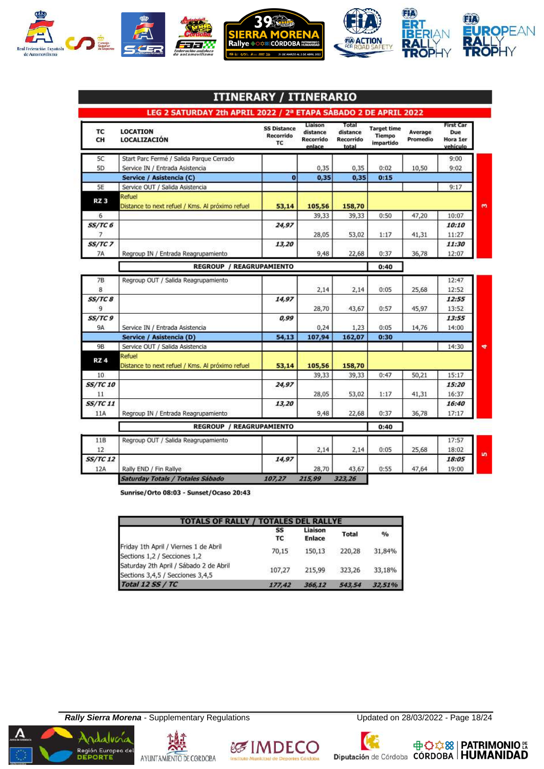# ITINERARY / ITINERARIO

## LEG 2 SATURDAY 2th APRIL 2022 / 2ª ETAPA SÁBADO 2 DE APRIL 2022

| TC CH | LOCATION LOCALIZACIÓN | SS Distance Recorrido TC | Liaison distance Recorrido enlace | Total distance Recorrido total | Target time Tiempo impartido | Average Promedio | First Car Due Hora 1er vehículo | |
|---|---|---|---|---|---|---|---|---|
| 5C | Start Parc Fermé / Salida Parque Cerrado | | | | | | 9:00 | 3 |
| 5D | Service IN / Entrada Asistencia | | 0,35 | 0,35 | 0:02 | 10,50 | 9:02 | |
| | **Service / Asistencia (C)** | **0** | **0,35** | **0,35** | **0:15** | | | |
| 5E | Service OUT / Salida Asistencia | | | | | | 9:17 | |
| **RZ 3** | Refuel<br>Distance to next refuel / Kms. Al próximo refuel | **53,14** | **105,56** | **158,70** | | | | |
| 6 | | | 39,33 | 39,33 | 0:50 | 47,20 | 10:07 | |
| ***SS/TC 6*** | | ***24,97*** | | | | | ***10:10*** | |
| 7 | | | 28,05 | 53,02 | 1:17 | 41,31 | 11:27 | |
| ***SS/TC 7*** | | ***13,20*** | | | | | ***11:30*** | |
| 7A | Regroup IN / Entrada Reagrupamiento | | 9,48 | 22,68 | 0:37 | 36,78 | 12:07 | |
| | **REGROUP / REAGRUPAMIENTO** | | | | **0:40** | | | |
| 7B | Regroup OUT / Salida Reagrupamiento | | | | | | 12:47 | 4 |
| 8 | | | 2,14 | 2,14 | 0:05 | 25,68 | 12:52 | |
| ***SS/TC 8*** | | ***14,97*** | | | | | ***12:55*** | |
| 9 | | | 28,70 | 43,67 | 0:57 | 45,97 | 13:52 | |
| ***SS/TC 9*** | | ***0,99*** | | | | | ***13:55*** | |
| 9A | Service IN / Entrada Asistencia | | 0,24 | 1,23 | 0:05 | 14,76 | 14:00 | |
| | **Service / Asistencia (D)** | **54,13** | **107,94** | **162,07** | **0:30** | | | |
| 9B | Service OUT / Salida Asistencia | | | | | | 14:30 | |
| **RZ 4** | Refuel<br>Distance to next refuel / Kms. Al próximo refuel | **53,14** | **105,56** | **158,70** | | | | |
| 10 | | | 39,33 | 39,33 | 0:47 | 50,21 | 15:17 | |
| ***SS/TC 10*** | | ***24,97*** | | | | | ***15:20*** | |
| 11 | | | 28,05 | 53,02 | 1:17 | 41,31 | 16:37 | |
| ***SS/TC 11*** | | ***13,20*** | | | | | ***16:40*** | |
| 11A | Regroup IN / Entrada Reagrupamiento | | 9,48 | 22,68 | 0:37 | 36,78 | 17:17 | |
| | **REGROUP / REAGRUPAMIENTO** | | | | **0:40** | | | |
| 11B | Regroup OUT / Salida Reagrupamiento | | | | | | 17:57 | 5 |
| 12 | | | 2,14 | 2,14 | 0:05 | 25,68 | 18:02 | |
| ***SS/TC 12*** | | ***14,97*** | | | | | ***18:05*** | |
| 12A | Rally END / Fin Rallye | | 28,70 | 43,67 | 0:55 | 47,64 | 19:00 | |
| | ***Saturday Totals / Totales Sábado*** | ***107,27*** | ***215,99*** | ***323,26*** | | | | |

**Sunrise/Orto 08:03 - Sunset/Ocaso 20:43**

| TOTALS OF RALLY / TOTALES DEL RALLYE | SS TC | Liaison Enlace | Total | % |
|---|---|---|---|---|
| Friday 1th April / Viernes 1 de Abril<br>Sections 1,2 / Secciones 1,2 | 70,15 | 150,13 | 220,28 | 31,84% |
| Saturday 2th April / Sábado 2 de Abril<br>Sections 3,4,5 / Secciones 3,4,5 | 107,27 | 215,99 | 323,26 | 33,18% |
| ***Total 12 SS / TC*** | ***177,42*** | ***366,12*** | ***543,54*** | ***32,51%*** |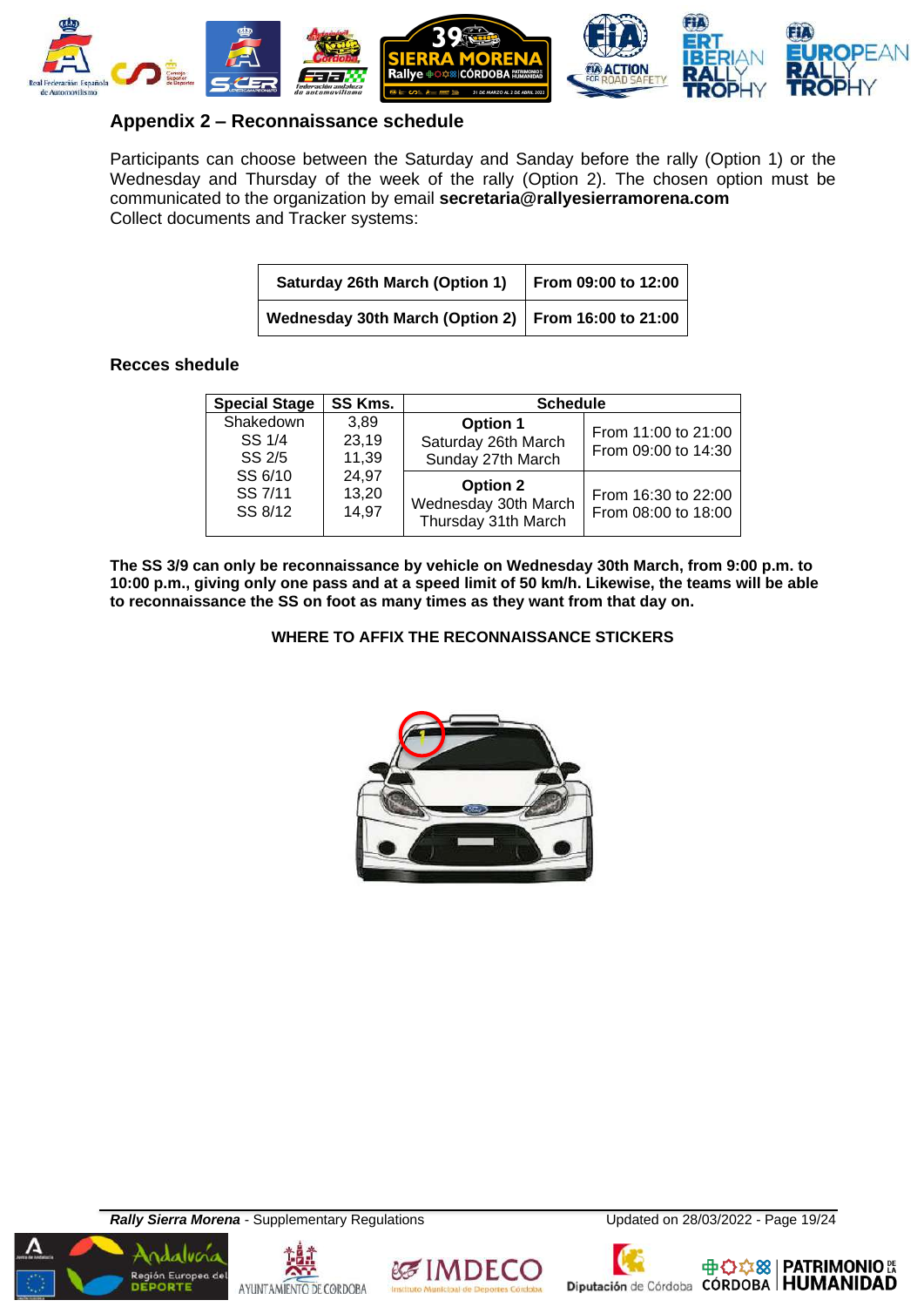## Appendix 2 – Reconnaissance schedule

Participants can choose between the Saturday and Sanday before the rally (Option 1) or the Wednesday and Thursday of the week of the rally (Option 2). The chosen option must be communicated to the organization by email **secretaria@rallyesierramorena.com**
Collect documents and Tracker systems:

| Saturday 26th March (Option 1) | From 09:00 to 12:00 |
|---|---|
| **Wednesday 30th March (Option 2)** | **From 16:00 to 21:00** |

### Recces shedule

| Special Stage | SS Kms. | Schedule | |
|---|---|---|---|
| Shakedown<br>SS 1/4<br>SS 2/5 | 3,89<br>23,19<br>11,39 | **Option 1**<br>Saturday 26th March<br>Sunday 27th March | From 11:00 to 21:00<br>From 09:00 to 14:30 |
| SS 6/10<br>SS 7/11<br>SS 8/12 | 24,97<br>13,20<br>14,97 | **Option 2**<br>Wednesday 30th March<br>Thursday 31th March | From 16:30 to 22:00<br>From 08:00 to 18:00 |

**The SS 3/9 can only be reconnaissance by vehicle on Wednesday 30th March, from 9:00 p.m. to 10:00 p.m., giving only one pass and at a speed limit of 50 km/h. Likewise, the teams will be able to reconnaissance the SS on foot as many times as they want from that day on.**

**WHERE TO AFFIX THE RECONNAISSANCE STICKERS**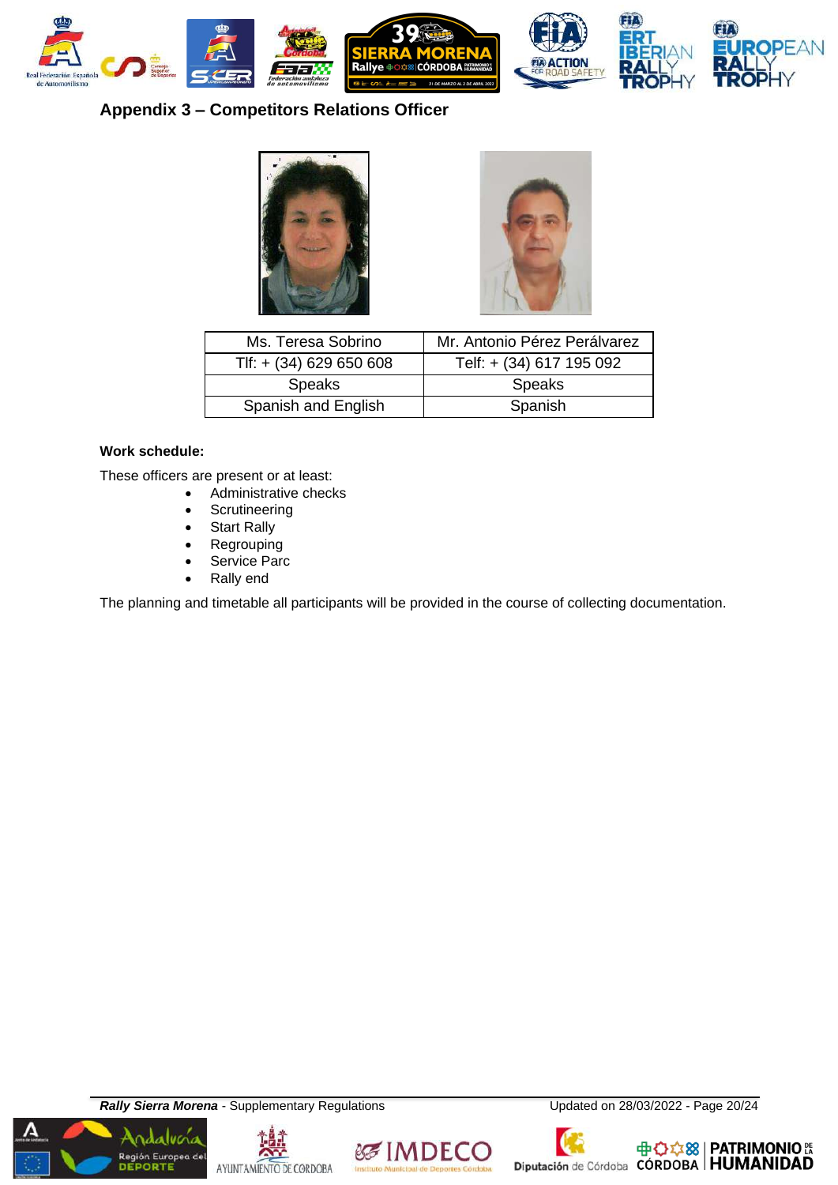## Appendix 3 – Competitors Relations Officer

| Ms. Teresa Sobrino | Mr. Antonio Pérez Perálvarez |
|---|---|
| Tlf: + (34) 629 650 608 | Telf: + (34) 617 195 092 |
| Speaks | Speaks |
| Spanish and English | Spanish |

**Work schedule:**

These officers are present or at least:

- Administrative checks
- Scrutineering
- Start Rally
- Regrouping
- Service Parc
- Rally end

The planning and timetable all participants will be provided in the course of collecting documentation.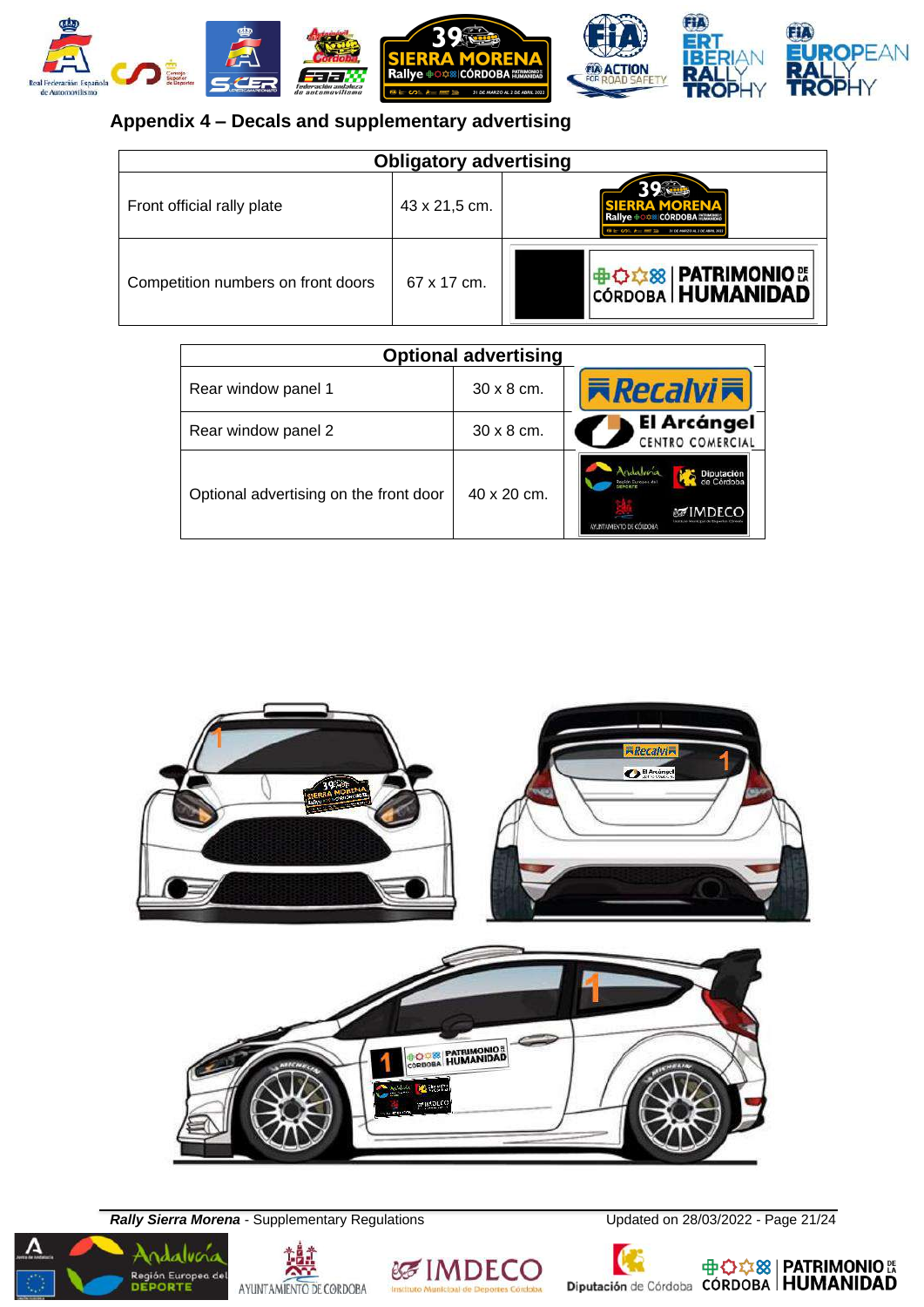## Appendix 4 – Decals and supplementary advertising

| Obligatory advertising | | |
|---|---|---|
| Front official rally plate | 43 x 21,5 cm. | |
| Competition numbers on front doors | 67 x 17 cm. | |

| Optional advertising | | |
|---|---|---|
| Rear window panel 1 | 30 x 8 cm. | |
| Rear window panel 2 | 30 x 8 cm. | |
| Optional advertising on the front door | 40 x 20 cm. | |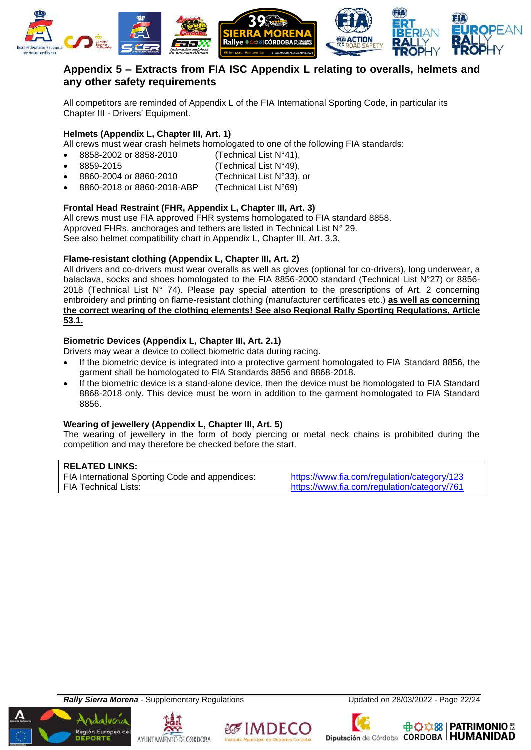## Appendix 5 – Extracts from FIA ISC Appendix L relating to overalls, helmets and any other safety requirements

All competitors are reminded of Appendix L of the FIA International Sporting Code, in particular its Chapter III - Drivers' Equipment.

**Helmets (Appendix L, Chapter III, Art. 1)**
All crews must wear crash helmets homologated to one of the following FIA standards:

- 8858-2002 or 8858-2010 (Technical List N°41),
- 8859-2015 (Technical List N°49),
- 8860-2004 or 8860-2010 (Technical List N°33), or
- 8860-2018 or 8860-2018-ABP (Technical List N°69)

**Frontal Head Restraint (FHR, Appendix L, Chapter III, Art. 3)**
All crews must use FIA approved FHR systems homologated to FIA standard 8858.
Approved FHRs, anchorages and tethers are listed in Technical List N° 29.
See also helmet compatibility chart in Appendix L, Chapter III, Art. 3.3.

**Flame-resistant clothing (Appendix L, Chapter III, Art. 2)**
All drivers and co-drivers must wear overalls as well as gloves (optional for co-drivers), long underwear, a balaclava, socks and shoes homologated to the FIA 8856-2000 standard (Technical List N°27) or 8856-2018 (Technical List N° 74). Please pay special attention to the prescriptions of Art. 2 concerning embroidery and printing on flame-resistant clothing (manufacturer certificates etc.) **as well as concerning the correct wearing of the clothing elements! See also Regional Rally Sporting Regulations, Article 53.1.**

**Biometric Devices (Appendix L, Chapter III, Art. 2.1)**
Drivers may wear a device to collect biometric data during racing.

- If the biometric device is integrated into a protective garment homologated to FIA Standard 8856, the garment shall be homologated to FIA Standards 8856 and 8868-2018.
- If the biometric device is a stand-alone device, then the device must be homologated to FIA Standard 8868-2018 only. This device must be worn in addition to the garment homologated to FIA Standard 8856.

**Wearing of jewellery (Appendix L, Chapter III, Art. 5)**
The wearing of jewellery in the form of body piercing or metal neck chains is prohibited during the competition and may therefore be checked before the start.

| **RELATED LINKS:** | |
|---|---|
| FIA International Sporting Code and appendices: | https://www.fia.com/regulation/category/123 |
| FIA Technical Lists: | https://www.fia.com/regulation/category/761 |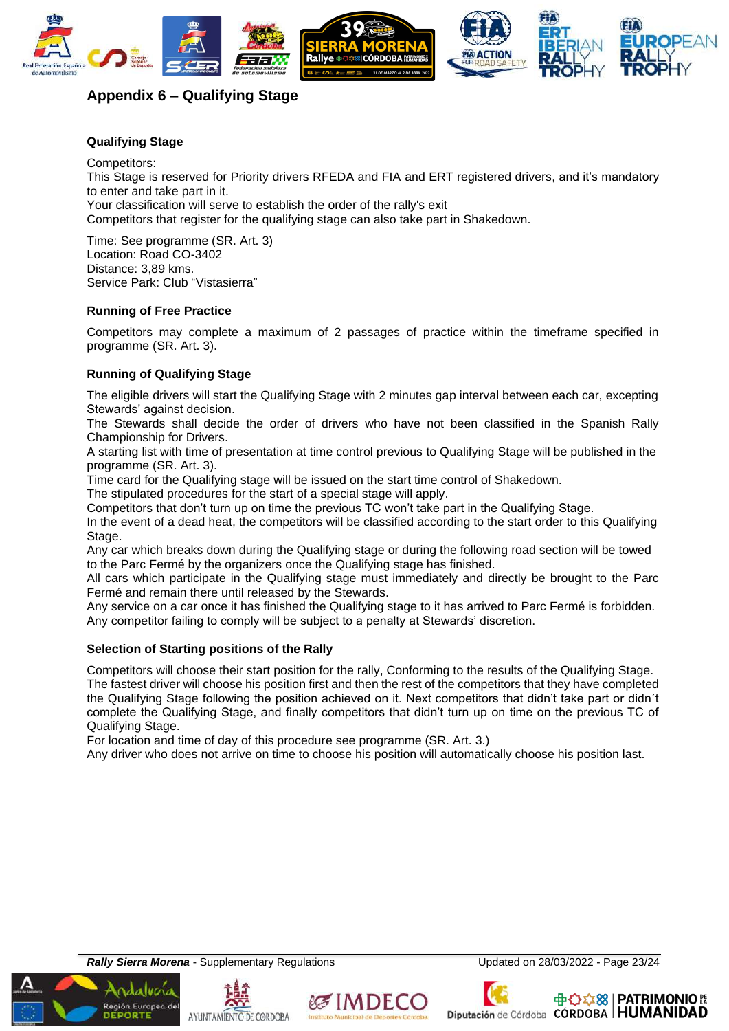## Appendix 6 – Qualifying Stage

### Qualifying Stage

Competitors:
This Stage is reserved for Priority drivers RFEDA and FIA and ERT registered drivers, and it's mandatory to enter and take part in it.
Your classification will serve to establish the order of the rally's exit
Competitors that register for the qualifying stage can also take part in Shakedown.

Time: See programme (SR. Art. 3)
Location: Road CO-3402
Distance: 3,89 kms.
Service Park: Club "Vistasierra"

### Running of Free Practice

Competitors may complete a maximum of 2 passages of practice within the timeframe specified in programme (SR. Art. 3).

### Running of Qualifying Stage

The eligible drivers will start the Qualifying Stage with 2 minutes gap interval between each car, excepting Stewards' against decision.
The Stewards shall decide the order of drivers who have not been classified in the Spanish Rally Championship for Drivers.
A starting list with time of presentation at time control previous to Qualifying Stage will be published in the programme (SR. Art. 3).
Time card for the Qualifying stage will be issued on the start time control of Shakedown.
The stipulated procedures for the start of a special stage will apply.
Competitors that don't turn up on time the previous TC won't take part in the Qualifying Stage.
In the event of a dead heat, the competitors will be classified according to the start order to this Qualifying Stage.
Any car which breaks down during the Qualifying stage or during the following road section will be towed to the Parc Fermé by the organizers once the Qualifying stage has finished.
All cars which participate in the Qualifying stage must immediately and directly be brought to the Parc Fermé and remain there until released by the Stewards.
Any service on a car once it has finished the Qualifying stage to it has arrived to Parc Fermé is forbidden.
Any competitor failing to comply will be subject to a penalty at Stewards' discretion.

### Selection of Starting positions of the Rally

Competitors will choose their start position for the rally, Conforming to the results of the Qualifying Stage.
The fastest driver will choose his position first and then the rest of the competitors that they have completed the Qualifying Stage following the position achieved on it. Next competitors that didn't take part or didn´t complete the Qualifying Stage, and finally competitors that didn't turn up on time on the previous TC of Qualifying Stage.
For location and time of day of this procedure see programme (SR. Art. 3.)
Any driver who does not arrive on time to choose his position will automatically choose his position last.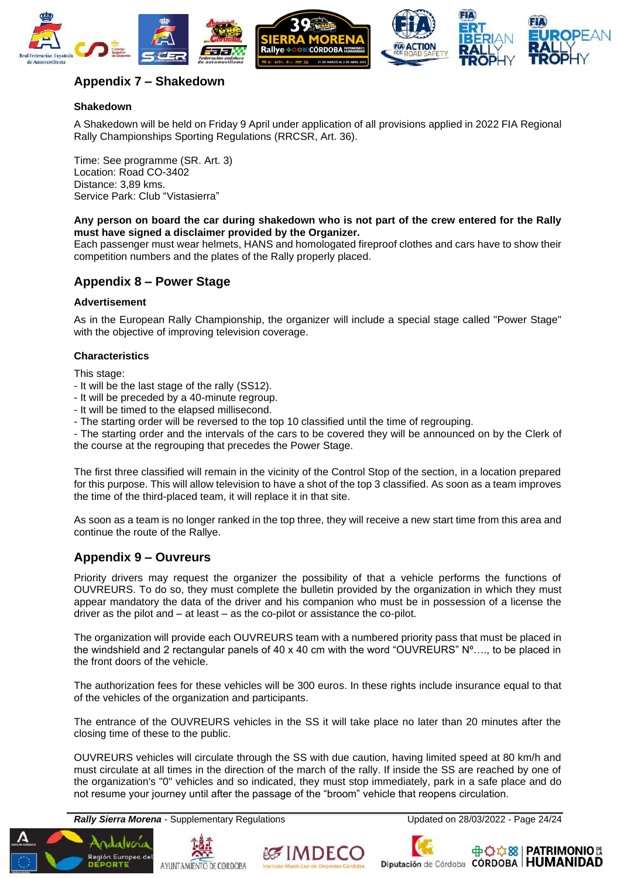## Appendix 7 – Shakedown

### Shakedown

A Shakedown will be held on Friday 9 April under application of all provisions applied in 2022 FIA Regional Rally Championships Sporting Regulations (RRCSR, Art. 36).

Time: See programme (SR. Art. 3)
Location: Road CO-3402
Distance: 3,89 kms.
Service Park: Club “Vistasierra”

**Any person on board the car during shakedown who is not part of the crew entered for the Rally must have signed a disclaimer provided by the Organizer.**
Each passenger must wear helmets, HANS and homologated fireproof clothes and cars have to show their competition numbers and the plates of the Rally properly placed.

## Appendix 8 – Power Stage

### Advertisement

As in the European Rally Championship, the organizer will include a special stage called "Power Stage" with the objective of improving television coverage.

### Characteristics

This stage:
- It will be the last stage of the rally (SS12).
- It will be preceded by a 40-minute regroup.
- It will be timed to the elapsed millisecond.
- The starting order will be reversed to the top 10 classified until the time of regrouping.
- The starting order and the intervals of the cars to be covered they will be announced on by the Clerk of the course at the regrouping that precedes the Power Stage.

The first three classified will remain in the vicinity of the Control Stop of the section, in a location prepared for this purpose. This will allow television to have a shot of the top 3 classified. As soon as a team improves the time of the third-placed team, it will replace it in that site.

As soon as a team is no longer ranked in the top three, they will receive a new start time from this area and continue the route of the Rallye.

## Appendix 9 – Ouvreurs

Priority drivers may request the organizer the possibility of that a vehicle performs the functions of OUVREURS. To do so, they must complete the bulletin provided by the organization in which they must appear mandatory the data of the driver and his companion who must be in possession of a license the driver as the pilot and – at least – as the co-pilot or assistance the co-pilot.

The organization will provide each OUVREURS team with a numbered priority pass that must be placed in the windshield and 2 rectangular panels of 40 x 40 cm with the word “OUVREURS” Nº…., to be placed in the front doors of the vehicle.

The authorization fees for these vehicles will be 300 euros. In these rights include insurance equal to that of the vehicles of the organization and participants.

The entrance of the OUVREURS vehicles in the SS it will take place no later than 20 minutes after the closing time of these to the public.

OUVREURS vehicles will circulate through the SS with due caution, having limited speed at 80 km/h and must circulate at all times in the direction of the march of the rally. If inside the SS are reached by one of the organization's "0" vehicles and so indicated, they must stop immediately, park in a safe place and do not resume your journey until after the passage of the “broom” vehicle that reopens circulation.